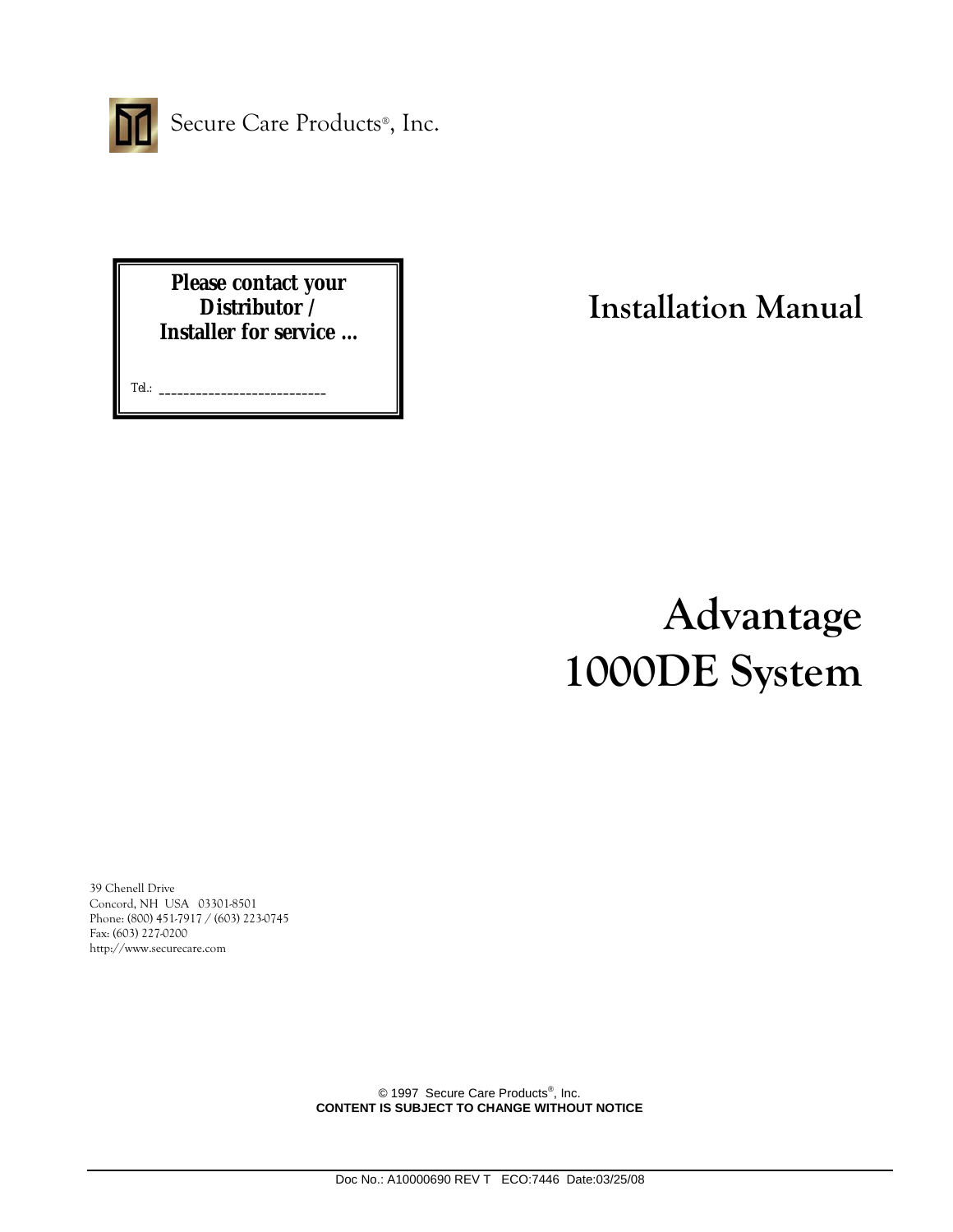Secure Care Products®, Inc.

**Please contact your Distributor / Installer for service ...**

Tel.: ____________________________

# Installation Manual

# Advantage 1000DE System

39 Chenell Drive
Concord, NH USA 03301-8501
Phone: (800) 451-7917 / (603) 223-0745
Fax: (603) 227-0200
http://www.securecare.com

© 1997 Secure Care Products®, Inc.
**CONTENT IS SUBJECT TO CHANGE WITHOUT NOTICE**

Doc No.: A10000690 REV T ECO:7446 Date:03/25/08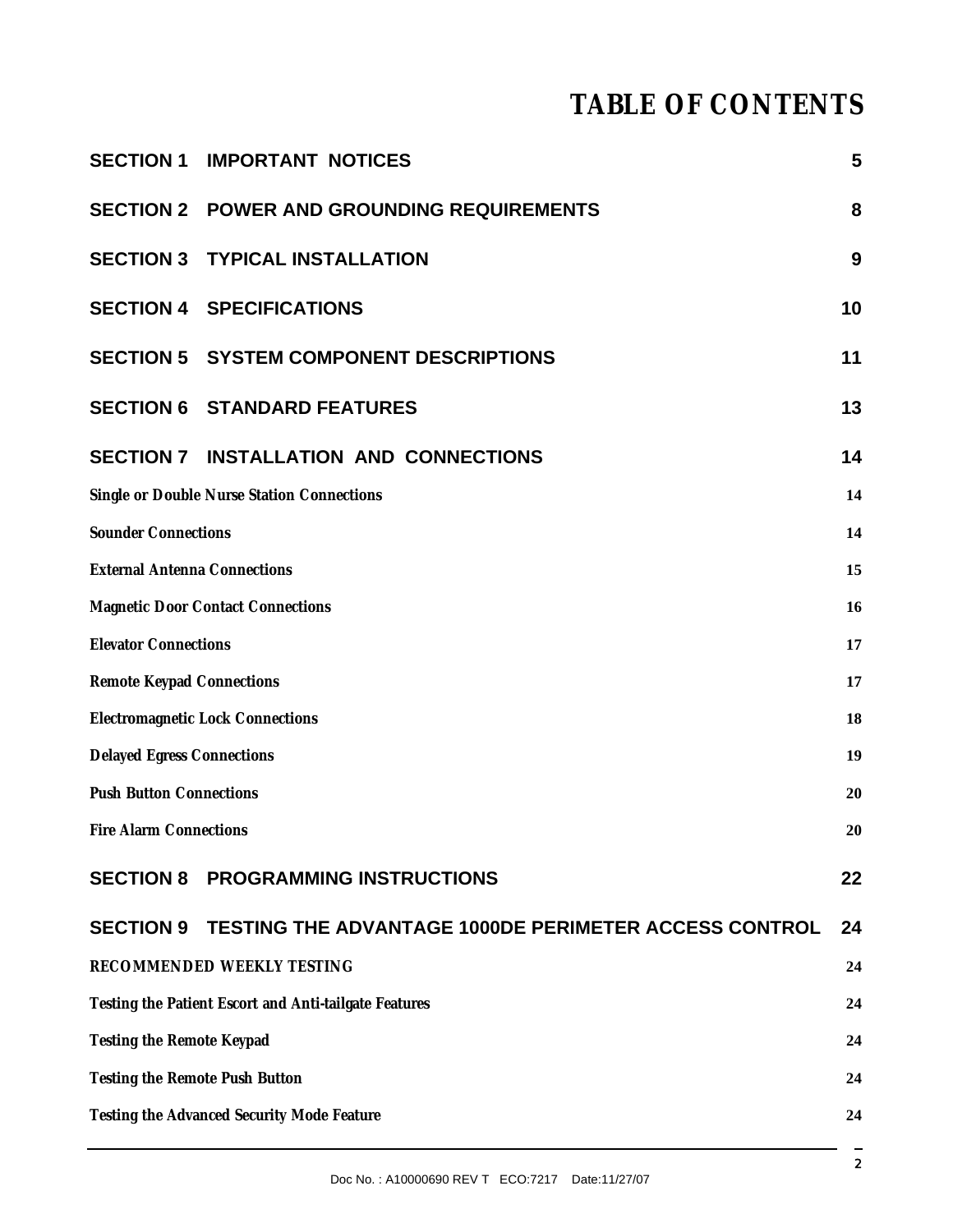# TABLE OF CONTENTS

| | | |
|---|---|---|
| **SECTION 1** | **IMPORTANT NOTICES** | **5** |
| **SECTION 2** | **POWER AND GROUNDING REQUIREMENTS** | **8** |
| **SECTION 3** | **TYPICAL INSTALLATION** | **9** |
| **SECTION 4** | **SPECIFICATIONS** | **10** |
| **SECTION 5** | **SYSTEM COMPONENT DESCRIPTIONS** | **11** |
| **SECTION 6** | **STANDARD FEATURES** | **13** |
| **SECTION 7** | **INSTALLATION AND CONNECTIONS** | **14** |
| ***Single or Double Nurse Station Connections*** | | **14** |
| ***Sounder Connections*** | | **14** |
| ***External Antenna Connections*** | | **15** |
| ***Magnetic Door Contact Connections*** | | **16** |
| ***Elevator Connections*** | | **17** |
| ***Remote Keypad Connections*** | | **17** |
| ***Electromagnetic Lock Connections*** | | **18** |
| ***Delayed Egress Connections*** | | **19** |
| ***Push Button Connections*** | | **20** |
| ***Fire Alarm Connections*** | | **20** |
| **SECTION 8** | **PROGRAMMING INSTRUCTIONS** | **22** |
| **SECTION 9** | **TESTING THE ADVANTAGE 1000DE PERIMETER ACCESS CONTROL** | **24** |
| ***RECOMMENDED WEEKLY TESTING*** | | **24** |
| ***Testing the Patient Escort and Anti-tailgate Features*** | | **24** |
| ***Testing the Remote Keypad*** | | **24** |
| ***Testing the Remote Push Button*** | | **24** |
| ***Testing the Advanced Security Mode Feature*** | | **24** |

Doc No. : A10000690 REV T ECO:7217 Date:11/27/07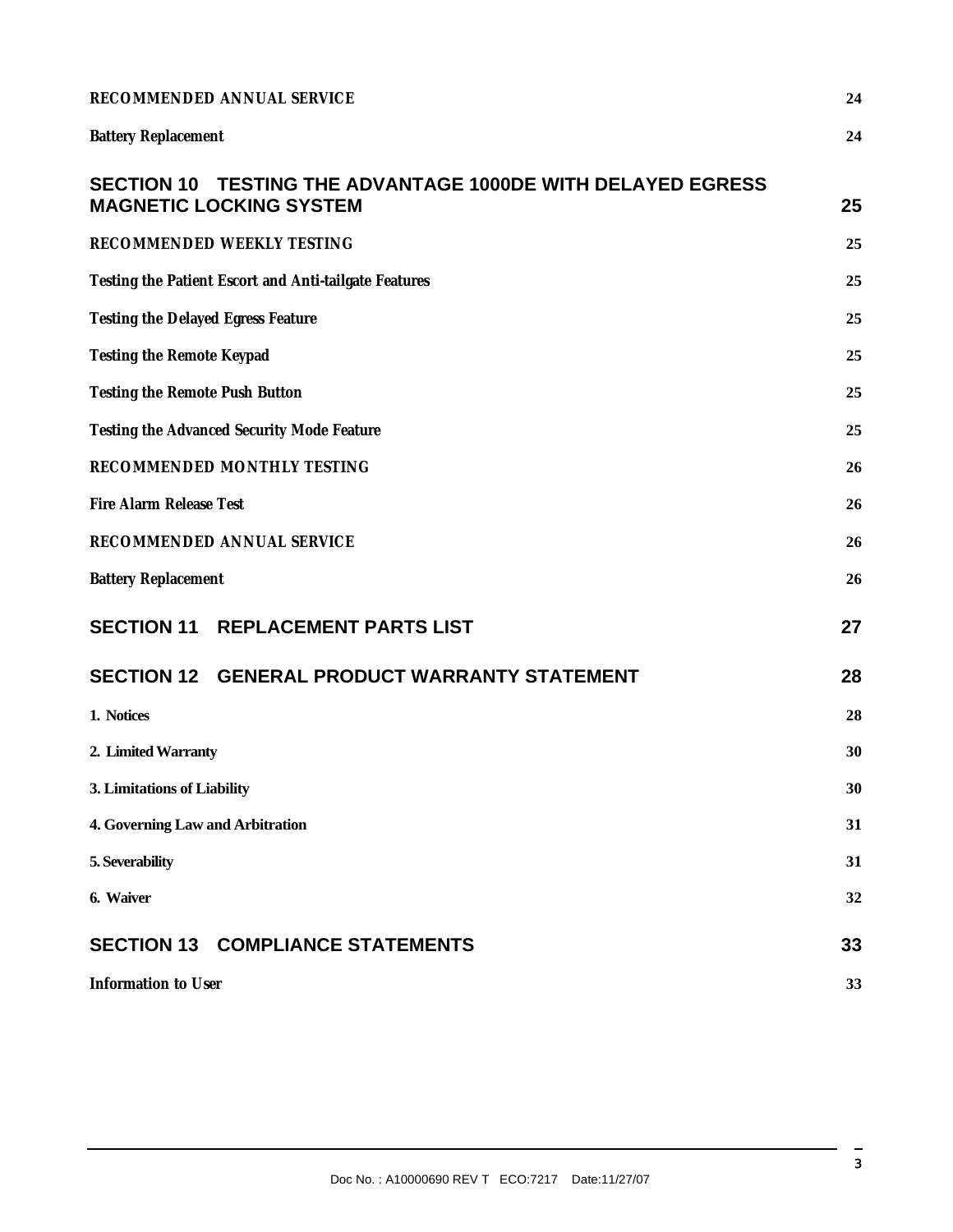**RECOMMENDED ANNUAL SERVICE** 24

**Battery Replacement** 24

## SECTION 10 TESTING THE ADVANTAGE 1000DE WITH DELAYED EGRESS MAGNETIC LOCKING SYSTEM 25

**RECOMMENDED WEEKLY TESTING** 25

**Testing the Patient Escort and Anti-tailgate Features** 25

**Testing the Delayed Egress Feature** 25

**Testing the Remote Keypad** 25

**Testing the Remote Push Button** 25

**Testing the Advanced Security Mode Feature** 25

**RECOMMENDED MONTHLY TESTING** 26

**Fire Alarm Release Test** 26

**RECOMMENDED ANNUAL SERVICE** 26

**Battery Replacement** 26

## SECTION 11 REPLACEMENT PARTS LIST 27

## SECTION 12 GENERAL PRODUCT WARRANTY STATEMENT 28

**1. Notices** 28

**2. Limited Warranty** 30

**3. Limitations of Liability** 30

**4. Governing Law and Arbitration** 31

**5. Severability** 31

**6. Waiver** 32

## SECTION 13 COMPLIANCE STATEMENTS 33

**Information to User** 33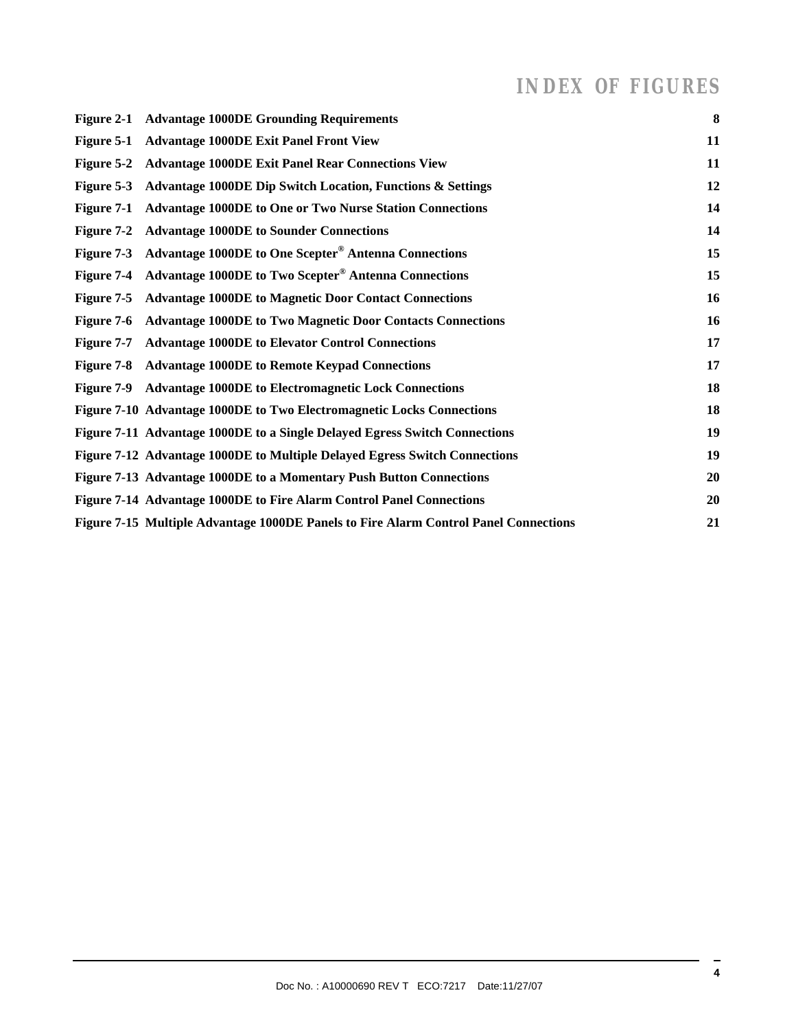# INDEX OF FIGURES

| | | |
|---|---|---|
| **Figure 2-1** | **Advantage 1000DE Grounding Requirements** | **8** |
| **Figure 5-1** | **Advantage 1000DE Exit Panel Front View** | **11** |
| **Figure 5-2** | **Advantage 1000DE Exit Panel Rear Connections View** | **11** |
| **Figure 5-3** | **Advantage 1000DE Dip Switch Location, Functions & Settings** | **12** |
| **Figure 7-1** | **Advantage 1000DE to One or Two Nurse Station Connections** | **14** |
| **Figure 7-2** | **Advantage 1000DE to Sounder Connections** | **14** |
| **Figure 7-3** | **Advantage 1000DE to One Scepter® Antenna Connections** | **15** |
| **Figure 7-4** | **Advantage 1000DE to Two Scepter® Antenna Connections** | **15** |
| **Figure 7-5** | **Advantage 1000DE to Magnetic Door Contact Connections** | **16** |
| **Figure 7-6** | **Advantage 1000DE to Two Magnetic Door Contacts Connections** | **16** |
| **Figure 7-7** | **Advantage 1000DE to Elevator Control Connections** | **17** |
| **Figure 7-8** | **Advantage 1000DE to Remote Keypad Connections** | **17** |
| **Figure 7-9** | **Advantage 1000DE to Electromagnetic Lock Connections** | **18** |
| **Figure 7-10** | **Advantage 1000DE to Two Electromagnetic Locks Connections** | **18** |
| **Figure 7-11** | **Advantage 1000DE to a Single Delayed Egress Switch Connections** | **19** |
| **Figure 7-12** | **Advantage 1000DE to Multiple Delayed Egress Switch Connections** | **19** |
| **Figure 7-13** | **Advantage 1000DE to a Momentary Push Button Connections** | **20** |
| **Figure 7-14** | **Advantage 1000DE to Fire Alarm Control Panel Connections** | **20** |
| **Figure 7-15** | **Multiple Advantage 1000DE Panels to Fire Alarm Control Panel Connections** | **21** |

Doc No. : A10000690 REV T ECO:7217 Date:11/27/07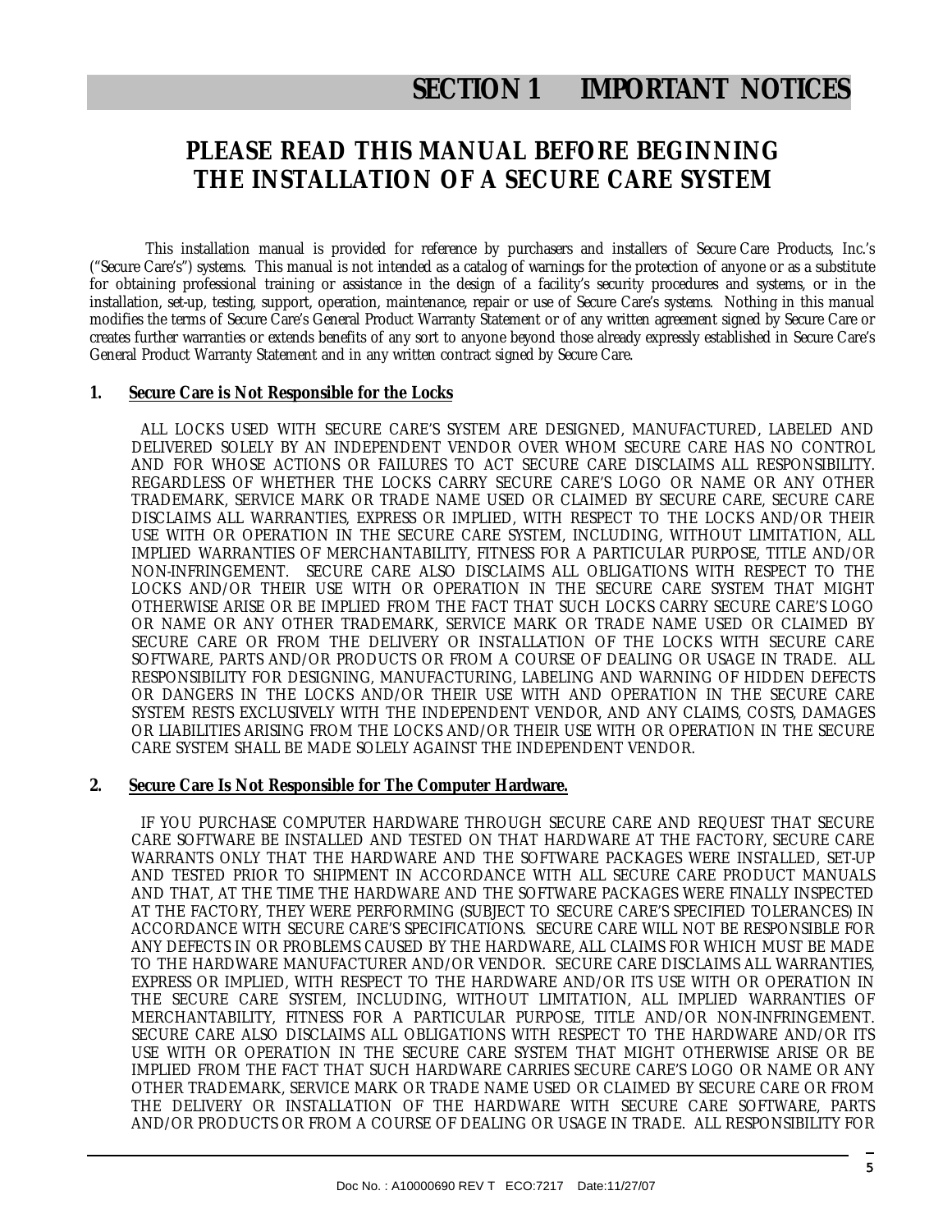# SECTION 1 IMPORTANT NOTICES

## PLEASE READ THIS MANUAL BEFORE BEGINNING THE INSTALLATION OF A SECURE CARE SYSTEM

This installation manual is provided for reference by purchasers and installers of Secure Care Products, Inc.'s ("Secure Care's") systems. This manual is not intended as a catalog of warnings for the protection of anyone or as a substitute for obtaining professional training or assistance in the design of a facility's security procedures and systems, or in the installation, set-up, testing, support, operation, maintenance, repair or use of Secure Care's systems. Nothing in this manual modifies the terms of Secure Care's General Product Warranty Statement or of any written agreement signed by Secure Care or creates further warranties or extends benefits of any sort to anyone beyond those already expressly established in Secure Care's General Product Warranty Statement and in any written contract signed by Secure Care.

**1. Secure Care is Not Responsible for the Locks**

ALL LOCKS USED WITH SECURE CARE'S SYSTEM ARE DESIGNED, MANUFACTURED, LABELED AND DELIVERED SOLELY BY AN INDEPENDENT VENDOR OVER WHOM SECURE CARE HAS NO CONTROL AND FOR WHOSE ACTIONS OR FAILURES TO ACT SECURE CARE DISCLAIMS ALL RESPONSIBILITY. REGARDLESS OF WHETHER THE LOCKS CARRY SECURE CARE'S LOGO OR NAME OR ANY OTHER TRADEMARK, SERVICE MARK OR TRADE NAME USED OR CLAIMED BY SECURE CARE, SECURE CARE DISCLAIMS ALL WARRANTIES, EXPRESS OR IMPLIED, WITH RESPECT TO THE LOCKS AND/OR THEIR USE WITH OR OPERATION IN THE SECURE CARE SYSTEM, INCLUDING, WITHOUT LIMITATION, ALL IMPLIED WARRANTIES OF MERCHANTABILITY, FITNESS FOR A PARTICULAR PURPOSE, TITLE AND/OR NON-INFRINGEMENT. SECURE CARE ALSO DISCLAIMS ALL OBLIGATIONS WITH RESPECT TO THE LOCKS AND/OR THEIR USE WITH OR OPERATION IN THE SECURE CARE SYSTEM THAT MIGHT OTHERWISE ARISE OR BE IMPLIED FROM THE FACT THAT SUCH LOCKS CARRY SECURE CARE'S LOGO OR NAME OR ANY OTHER TRADEMARK, SERVICE MARK OR TRADE NAME USED OR CLAIMED BY SECURE CARE OR FROM THE DELIVERY OR INSTALLATION OF THE LOCKS WITH SECURE CARE SOFTWARE, PARTS AND/OR PRODUCTS OR FROM A COURSE OF DEALING OR USAGE IN TRADE. ALL RESPONSIBILITY FOR DESIGNING, MANUFACTURING, LABELING AND WARNING OF HIDDEN DEFECTS OR DANGERS IN THE LOCKS AND/OR THEIR USE WITH AND OPERATION IN THE SECURE CARE SYSTEM RESTS EXCLUSIVELY WITH THE INDEPENDENT VENDOR, AND ANY CLAIMS, COSTS, DAMAGES OR LIABILITIES ARISING FROM THE LOCKS AND/OR THEIR USE WITH OR OPERATION IN THE SECURE CARE SYSTEM SHALL BE MADE SOLELY AGAINST THE INDEPENDENT VENDOR.

**2. Secure Care Is Not Responsible for The Computer Hardware.**

IF YOU PURCHASE COMPUTER HARDWARE THROUGH SECURE CARE AND REQUEST THAT SECURE CARE SOFTWARE BE INSTALLED AND TESTED ON THAT HARDWARE AT THE FACTORY, SECURE CARE WARRANTS ONLY THAT THE HARDWARE AND THE SOFTWARE PACKAGES WERE INSTALLED, SET-UP AND TESTED PRIOR TO SHIPMENT IN ACCORDANCE WITH ALL SECURE CARE PRODUCT MANUALS AND THAT, AT THE TIME THE HARDWARE AND THE SOFTWARE PACKAGES WERE FINALLY INSPECTED AT THE FACTORY, THEY WERE PERFORMING (SUBJECT TO SECURE CARE'S SPECIFIED TOLERANCES) IN ACCORDANCE WITH SECURE CARE'S SPECIFICATIONS. SECURE CARE WILL NOT BE RESPONSIBLE FOR ANY DEFECTS IN OR PROBLEMS CAUSED BY THE HARDWARE, ALL CLAIMS FOR WHICH MUST BE MADE TO THE HARDWARE MANUFACTURER AND/OR VENDOR. SECURE CARE DISCLAIMS ALL WARRANTIES, EXPRESS OR IMPLIED, WITH RESPECT TO THE HARDWARE AND/OR ITS USE WITH OR OPERATION IN THE SECURE CARE SYSTEM, INCLUDING, WITHOUT LIMITATION, ALL IMPLIED WARRANTIES OF MERCHANTABILITY, FITNESS FOR A PARTICULAR PURPOSE, TITLE AND/OR NON-INFRINGEMENT. SECURE CARE ALSO DISCLAIMS ALL OBLIGATIONS WITH RESPECT TO THE HARDWARE AND/OR ITS USE WITH OR OPERATION IN THE SECURE CARE SYSTEM THAT MIGHT OTHERWISE ARISE OR BE IMPLIED FROM THE FACT THAT SUCH HARDWARE CARRIES SECURE CARE'S LOGO OR NAME OR ANY OTHER TRADEMARK, SERVICE MARK OR TRADE NAME USED OR CLAIMED BY SECURE CARE OR FROM THE DELIVERY OR INSTALLATION OF THE HARDWARE WITH SECURE CARE SOFTWARE, PARTS AND/OR PRODUCTS OR FROM A COURSE OF DEALING OR USAGE IN TRADE. ALL RESPONSIBILITY FOR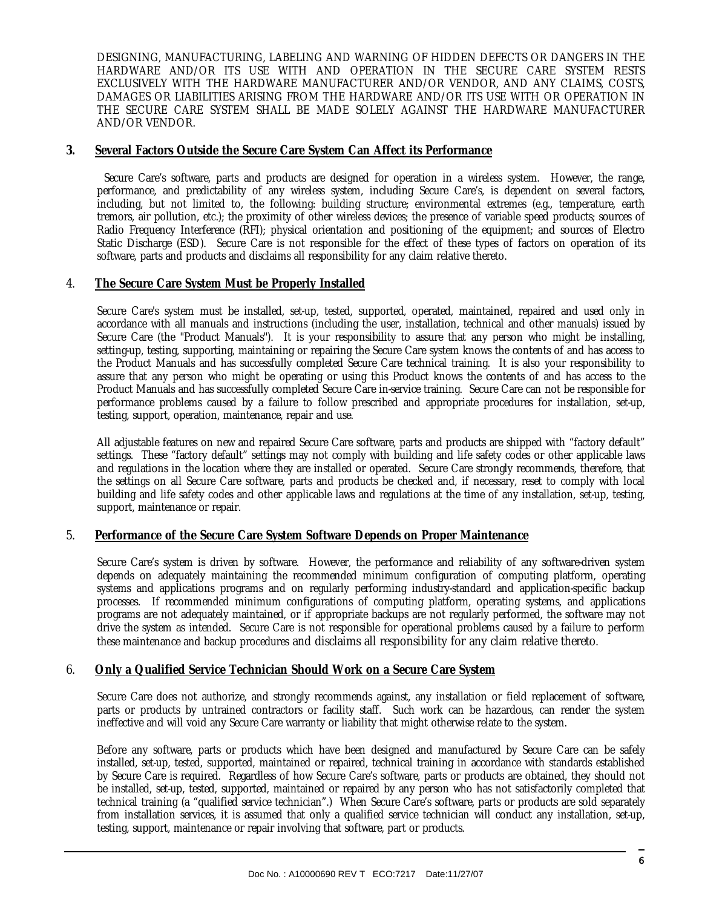DESIGNING, MANUFACTURING, LABELING AND WARNING OF HIDDEN DEFECTS OR DANGERS IN THE HARDWARE AND/OR ITS USE WITH AND OPERATION IN THE SECURE CARE SYSTEM RESTS EXCLUSIVELY WITH THE HARDWARE MANUFACTURER AND/OR VENDOR, AND ANY CLAIMS, COSTS, DAMAGES OR LIABILITIES ARISING FROM THE HARDWARE AND/OR ITS USE WITH OR OPERATION IN THE SECURE CARE SYSTEM SHALL BE MADE SOLELY AGAINST THE HARDWARE MANUFACTURER AND/OR VENDOR.

## 3. Several Factors Outside the Secure Care System Can Affect its Performance

Secure Care's software, parts and products are designed for operation in a wireless system. However, the range, performance, and predictability of any wireless system, including Secure Care's, is dependent on several factors, including, but not limited to, the following: building structure; environmental extremes (e.g., temperature, earth tremors, air pollution, etc.); the proximity of other wireless devices; the presence of variable speed products; sources of Radio Frequency Interference (RFI); physical orientation and positioning of the equipment; and sources of Electro Static Discharge (ESD). Secure Care is not responsible for the effect of these types of factors on operation of its software, parts and products and disclaims all responsibility for any claim relative thereto.

## 4. The Secure Care System Must be Properly Installed

Secure Care's system must be installed, set-up, tested, supported, operated, maintained, repaired and used only in accordance with all manuals and instructions (including the user, installation, technical and other manuals) issued by Secure Care (the "Product Manuals"). It is your responsibility to assure that any person who might be installing, setting-up, testing, supporting, maintaining or repairing the Secure Care system knows the contents of and has access to the Product Manuals and has successfully completed Secure Care technical training. It is also your responsibility to assure that any person who might be operating or using this Product knows the contents of and has access to the Product Manuals and has successfully completed Secure Care in-service training. Secure Care can not be responsible for performance problems caused by a failure to follow prescribed and appropriate procedures for installation, set-up, testing, support, operation, maintenance, repair and use.

All adjustable features on new and repaired Secure Care software, parts and products are shipped with "factory default" settings. These "factory default" settings may not comply with building and life safety codes or other applicable laws and regulations in the location where they are installed or operated. Secure Care strongly recommends, therefore, that the settings on all Secure Care software, parts and products be checked and, if necessary, reset to comply with local building and life safety codes and other applicable laws and regulations at the time of any installation, set-up, testing, support, maintenance or repair.

## 5. Performance of the Secure Care System Software Depends on Proper Maintenance

Secure Care's system is driven by software. However, the performance and reliability of any software-driven system depends on adequately maintaining the recommended minimum configuration of computing platform, operating systems and applications programs and on regularly performing industry-standard and application-specific backup processes. If recommended minimum configurations of computing platform, operating systems, and applications programs are not adequately maintained, or if appropriate backups are not regularly performed, the software may not drive the system as intended. Secure Care is not responsible for operational problems caused by a failure to perform these maintenance and backup procedures and disclaims all responsibility for any claim relative thereto.

## 6. Only a Qualified Service Technician Should Work on a Secure Care System

Secure Care does not authorize, and strongly recommends against, any installation or field replacement of software, parts or products by untrained contractors or facility staff. Such work can be hazardous, can render the system ineffective and will void any Secure Care warranty or liability that might otherwise relate to the system.

Before any software, parts or products which have been designed and manufactured by Secure Care can be safely installed, set-up, tested, supported, maintained or repaired, technical training in accordance with standards established by Secure Care is required. Regardless of how Secure Care's software, parts or products are obtained, they should not be installed, set-up, tested, supported, maintained or repaired by any person who has not satisfactorily completed that technical training (a "qualified service technician".) When Secure Care's software, parts or products are sold separately from installation services, it is assumed that only a qualified service technician will conduct any installation, set-up, testing, support, maintenance or repair involving that software, part or products.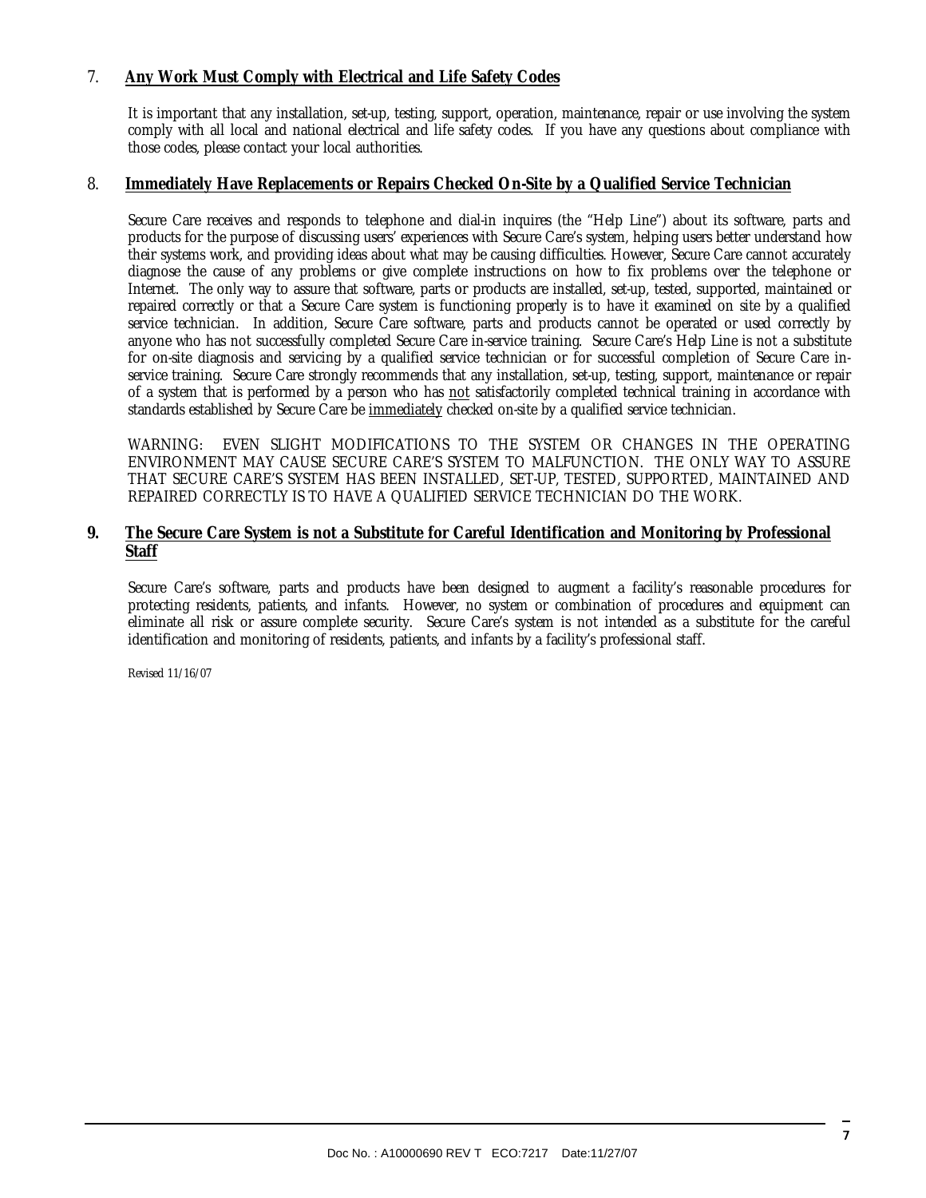## 7. **Any Work Must Comply with Electrical and Life Safety Codes**

It is important that any installation, set-up, testing, support, operation, maintenance, repair or use involving the system comply with all local and national electrical and life safety codes. If you have any questions about compliance with those codes, please contact your local authorities.

## 8. **Immediately Have Replacements or Repairs Checked On-Site by a Qualified Service Technician**

Secure Care receives and responds to telephone and dial-in inquires (the "Help Line") about its software, parts and products for the purpose of discussing users' experiences with Secure Care's system, helping users better understand how their systems work, and providing ideas about what may be causing difficulties. However, Secure Care cannot accurately diagnose the cause of any problems or give complete instructions on how to fix problems over the telephone or Internet. The only way to assure that software, parts or products are installed, set-up, tested, supported, maintained or repaired correctly or that a Secure Care system is functioning properly is to have it examined on site by a qualified service technician. In addition, Secure Care software, parts and products cannot be operated or used correctly by anyone who has not successfully completed Secure Care in-service training. Secure Care's Help Line is not a substitute for on-site diagnosis and servicing by a qualified service technician or for successful completion of Secure Care in-service training. Secure Care strongly recommends that any installation, set-up, testing, support, maintenance or repair of a system that is performed by a person who has not satisfactorily completed technical training in accordance with standards established by Secure Care be immediately checked on-site by a qualified service technician.

WARNING: EVEN SLIGHT MODIFICATIONS TO THE SYSTEM OR CHANGES IN THE OPERATING ENVIRONMENT MAY CAUSE SECURE CARE'S SYSTEM TO MALFUNCTION. THE ONLY WAY TO ASSURE THAT SECURE CARE'S SYSTEM HAS BEEN INSTALLED, SET-UP, TESTED, SUPPORTED, MAINTAINED AND REPAIRED CORRECTLY IS TO HAVE A QUALIFIED SERVICE TECHNICIAN DO THE WORK.

## 9. **The Secure Care System is not a Substitute for Careful Identification and Monitoring by Professional Staff**

Secure Care's software, parts and products have been designed to augment a facility's reasonable procedures for protecting residents, patients, and infants. However, no system or combination of procedures and equipment can eliminate all risk or assure complete security. Secure Care's system is not intended as a substitute for the careful identification and monitoring of residents, patients, and infants by a facility's professional staff.

Revised 11/16/07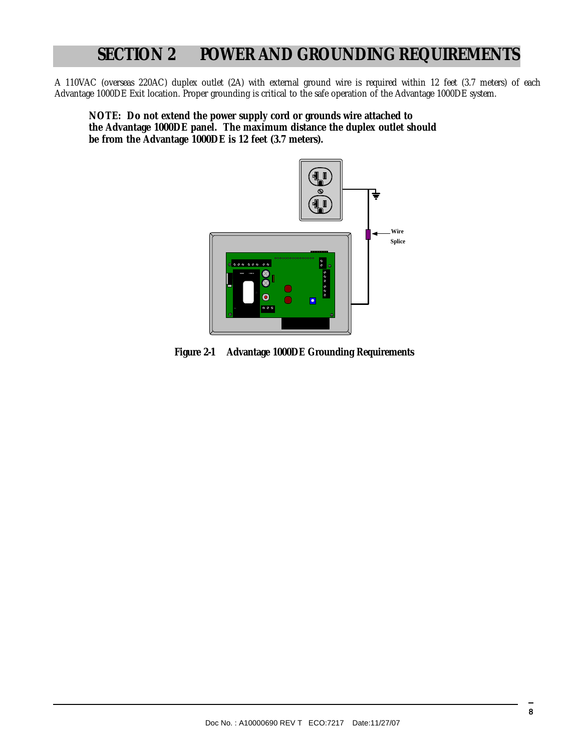# SECTION 2 POWER AND GROUNDING REQUIREMENTS

A 110VAC (overseas 220AC) duplex outlet (2A) with external ground wire is required within 12 feet (3.7 meters) of each Advantage 1000DE Exit location. Proper grounding is critical to the safe operation of the Advantage 1000DE system.

**NOTE: Do not extend the power supply cord or grounds wire attached to the Advantage 1000DE panel. The maximum distance the duplex outlet should be from the Advantage 1000DE is 12 feet (3.7 meters).**

**Figure 2-1 Advantage 1000DE Grounding Requirements**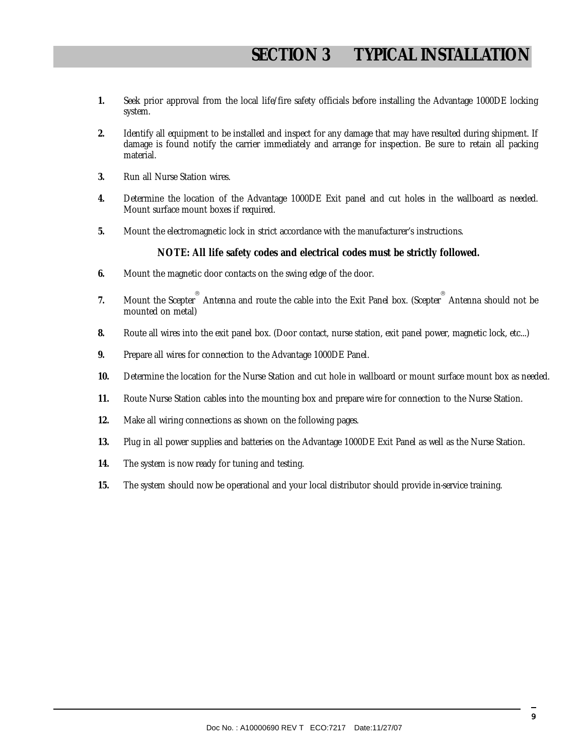# SECTION 3 TYPICAL INSTALLATION

1. Seek prior approval from the local life/fire safety officials before installing the Advantage 1000DE locking system.

2. Identify all equipment to be installed and inspect for any damage that may have resulted during shipment. If damage is found notify the carrier immediately and arrange for inspection. Be sure to retain all packing material.

3. Run all Nurse Station wires.

4. Determine the location of the Advantage 1000DE Exit panel and cut holes in the wallboard as needed. Mount surface mount boxes if required.

5. Mount the electromagnetic lock in strict accordance with the manufacturer's instructions.

   **NOTE: All life safety codes and electrical codes must be strictly followed.**

6. Mount the magnetic door contacts on the swing edge of the door.

7. Mount the Scepter® Antenna and route the cable into the Exit Panel box. (Scepter® Antenna should not be mounted on metal)

8. Route all wires into the exit panel box. (Door contact, nurse station, exit panel power, magnetic lock, etc...)

9. Prepare all wires for connection to the Advantage 1000DE Panel.

10. Determine the location for the Nurse Station and cut hole in wallboard or mount surface mount box as needed.

11. Route Nurse Station cables into the mounting box and prepare wire for connection to the Nurse Station.

12. Make all wiring connections as shown on the following pages.

13. Plug in all power supplies and batteries on the Advantage 1000DE Exit Panel as well as the Nurse Station.

14. The system is now ready for tuning and testing.

15. The system should now be operational and your local distributor should provide in-service training.

Doc No. : A10000690 REV T ECO:7217 Date:11/27/07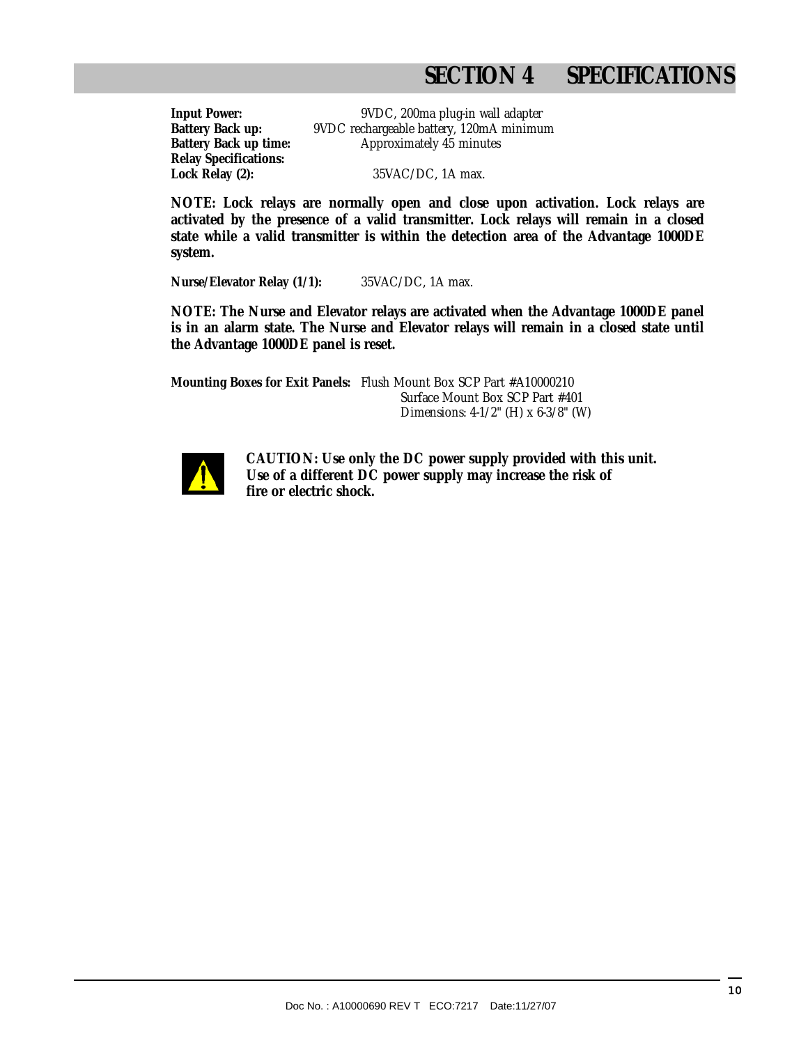# SECTION 4 SPECIFICATIONS

**Input Power:** 9VDC, 200ma plug-in wall adapter
**Battery Back up:** 9VDC rechargeable battery, 120mA minimum
**Battery Back up time:** Approximately 45 minutes
**Relay Specifications:**
**Lock Relay (2):** 35VAC/DC, 1A max.

**NOTE: Lock relays are normally open and close upon activation. Lock relays are activated by the presence of a valid transmitter. Lock relays will remain in a closed state while a valid transmitter is within the detection area of the Advantage 1000DE system.**

**Nurse/Elevator Relay (1/1):** 35VAC/DC, 1A max.

**NOTE: The Nurse and Elevator relays are activated when the Advantage 1000DE panel is in an alarm state. The Nurse and Elevator relays will remain in a closed state until the Advantage 1000DE panel is reset.**

**Mounting Boxes for Exit Panels:** Flush Mount Box SCP Part #A10000210
Surface Mount Box SCP Part #401
Dimensions: 4-1/2" (H) x 6-3/8" (W)

**CAUTION: Use only the DC power supply provided with this unit. Use of a different DC power supply may increase the risk of fire or electric shock.**

Doc No. : A10000690 REV T ECO:7217 Date:11/27/07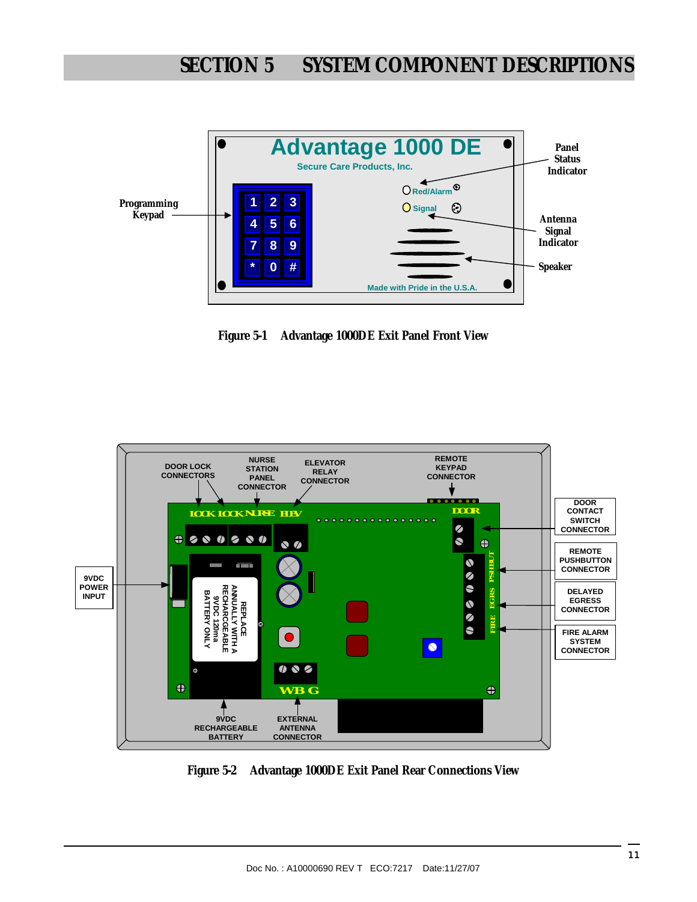# SECTION 5 SYSTEM COMPONENT DESCRIPTIONS

Figure 5-1 Advantage 1000DE Exit Panel Front View

Figure 5-2 Advantage 1000DE Exit Panel Rear Connections View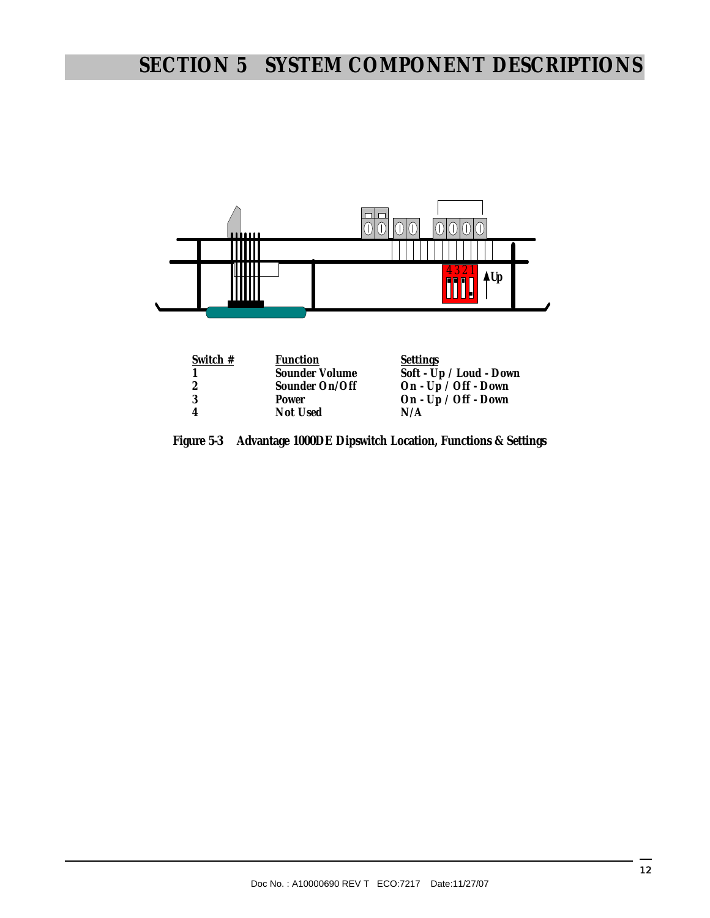# SECTION 5 SYSTEM COMPONENT DESCRIPTIONS

| Switch # | Function | Settings |
| --- | --- | --- |
| 1 | Sounder Volume | Soft - Up / Loud - Down |
| 2 | Sounder On/Off | On - Up / Off - Down |
| 3 | Power | On - Up / Off - Down |
| 4 | Not Used | N/A |

**Figure 5-3 Advantage 1000DE Dipswitch Location, Functions & Settings**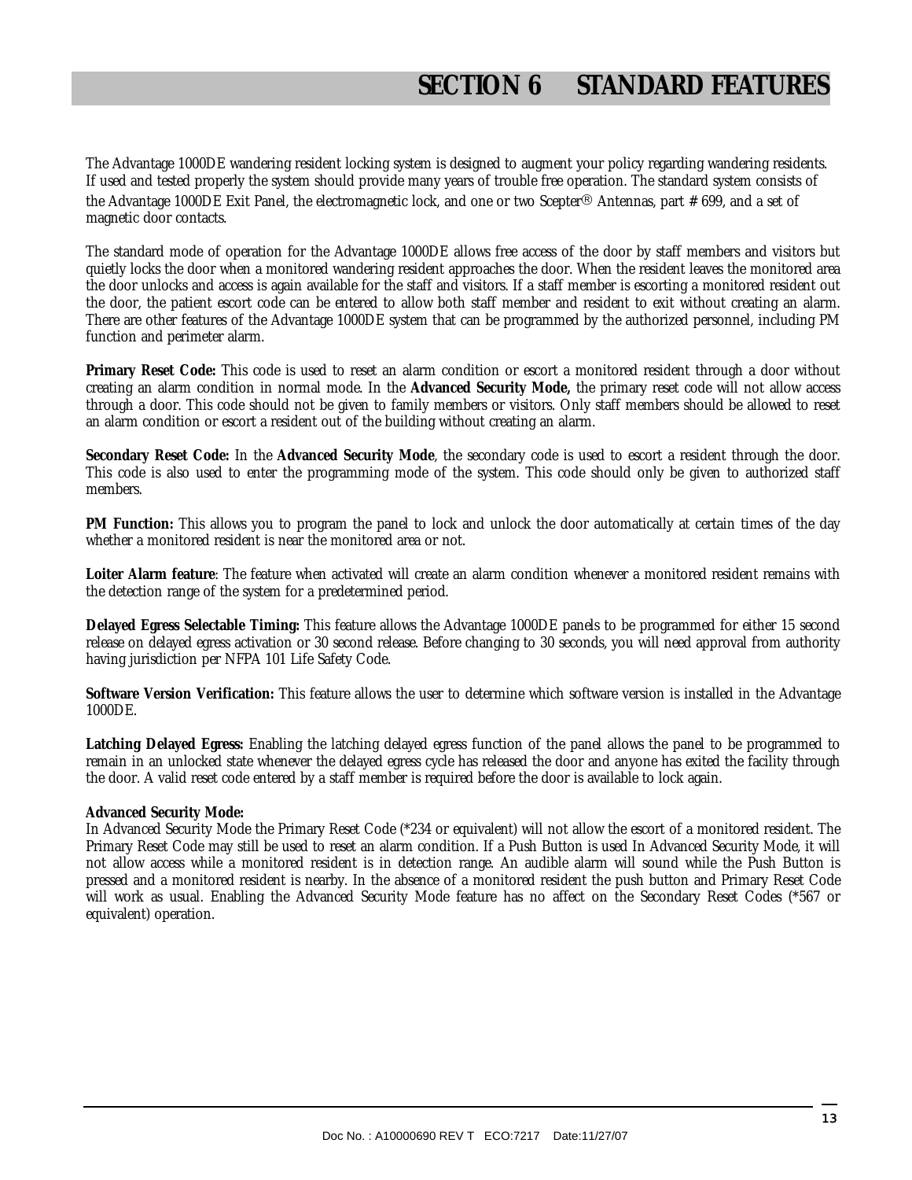# SECTION 6 STANDARD FEATURES

The Advantage 1000DE wandering resident locking system is designed to augment your policy regarding wandering residents. If used and tested properly the system should provide many years of trouble free operation. The standard system consists of the Advantage 1000DE Exit Panel, the electromagnetic lock, and one or two Scepter® Antennas, part # 699, and a set of magnetic door contacts.

The standard mode of operation for the Advantage 1000DE allows free access of the door by staff members and visitors but quietly locks the door when a monitored wandering resident approaches the door. When the resident leaves the monitored area the door unlocks and access is again available for the staff and visitors. If a staff member is escorting a monitored resident out the door, the patient escort code can be entered to allow both staff member and resident to exit without creating an alarm. There are other features of the Advantage 1000DE system that can be programmed by the authorized personnel, including PM function and perimeter alarm.

**Primary Reset Code:** This code is used to reset an alarm condition or escort a monitored resident through a door without creating an alarm condition in normal mode. In the **Advanced Security Mode,** the primary reset code will not allow access through a door. This code should not be given to family members or visitors. Only staff members should be allowed to reset an alarm condition or escort a resident out of the building without creating an alarm.

**Secondary Reset Code:** In the **Advanced Security Mode**, the secondary code is used to escort a resident through the door. This code is also used to enter the programming mode of the system. This code should only be given to authorized staff members.

**PM Function:** This allows you to program the panel to lock and unlock the door automatically at certain times of the day whether a monitored resident is near the monitored area or not.

**Loiter Alarm feature**: The feature when activated will create an alarm condition whenever a monitored resident remains with the detection range of the system for a predetermined period.

**Delayed Egress Selectable Timing:** This feature allows the Advantage 1000DE panels to be programmed for either 15 second release on delayed egress activation or 30 second release. Before changing to 30 seconds, you will need approval from authority having jurisdiction per NFPA 101 Life Safety Code.

**Software Version Verification:** This feature allows the user to determine which software version is installed in the Advantage 1000DE.

**Latching Delayed Egress:** Enabling the latching delayed egress function of the panel allows the panel to be programmed to remain in an unlocked state whenever the delayed egress cycle has released the door and anyone has exited the facility through the door. A valid reset code entered by a staff member is required before the door is available to lock again.

**Advanced Security Mode:**

In Advanced Security Mode the Primary Reset Code (*234 or equivalent) will not allow the escort of a monitored resident. The Primary Reset Code may still be used to reset an alarm condition. If a Push Button is used In Advanced Security Mode, it will not allow access while a monitored resident is in detection range. An audible alarm will sound while the Push Button is pressed and a monitored resident is nearby. In the absence of a monitored resident the push button and Primary Reset Code will work as usual. Enabling the Advanced Security Mode feature has no affect on the Secondary Reset Codes (*567 or equivalent) operation.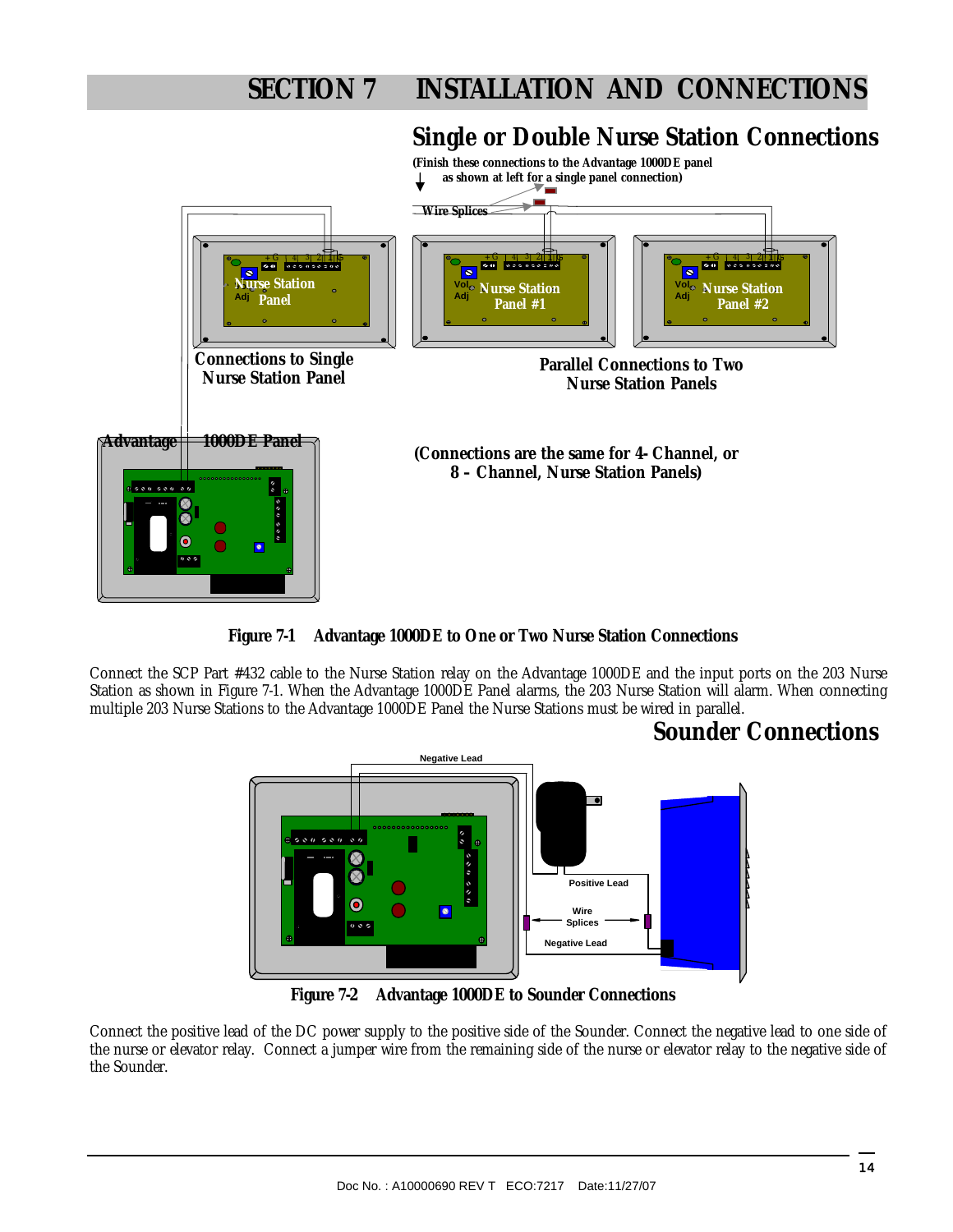# SECTION 7 INSTALLATION AND CONNECTIONS

## Single or Double Nurse Station Connections

Figure 7-1 Advantage 1000DE to One or Two Nurse Station Connections

Connect the SCP Part #432 cable to the Nurse Station relay on the Advantage 1000DE and the input ports on the 203 Nurse Station as shown in Figure 7-1. When the Advantage 1000DE Panel alarms, the 203 Nurse Station will alarm. When connecting multiple 203 Nurse Stations to the Advantage 1000DE Panel the Nurse Stations must be wired in parallel.

## Sounder Connections

Figure 7-2 Advantage 1000DE to Sounder Connections

Connect the positive lead of the DC power supply to the positive side of the Sounder. Connect the negative lead to one side of the nurse or elevator relay. Connect a jumper wire from the remaining side of the nurse or elevator relay to the negative side of the Sounder.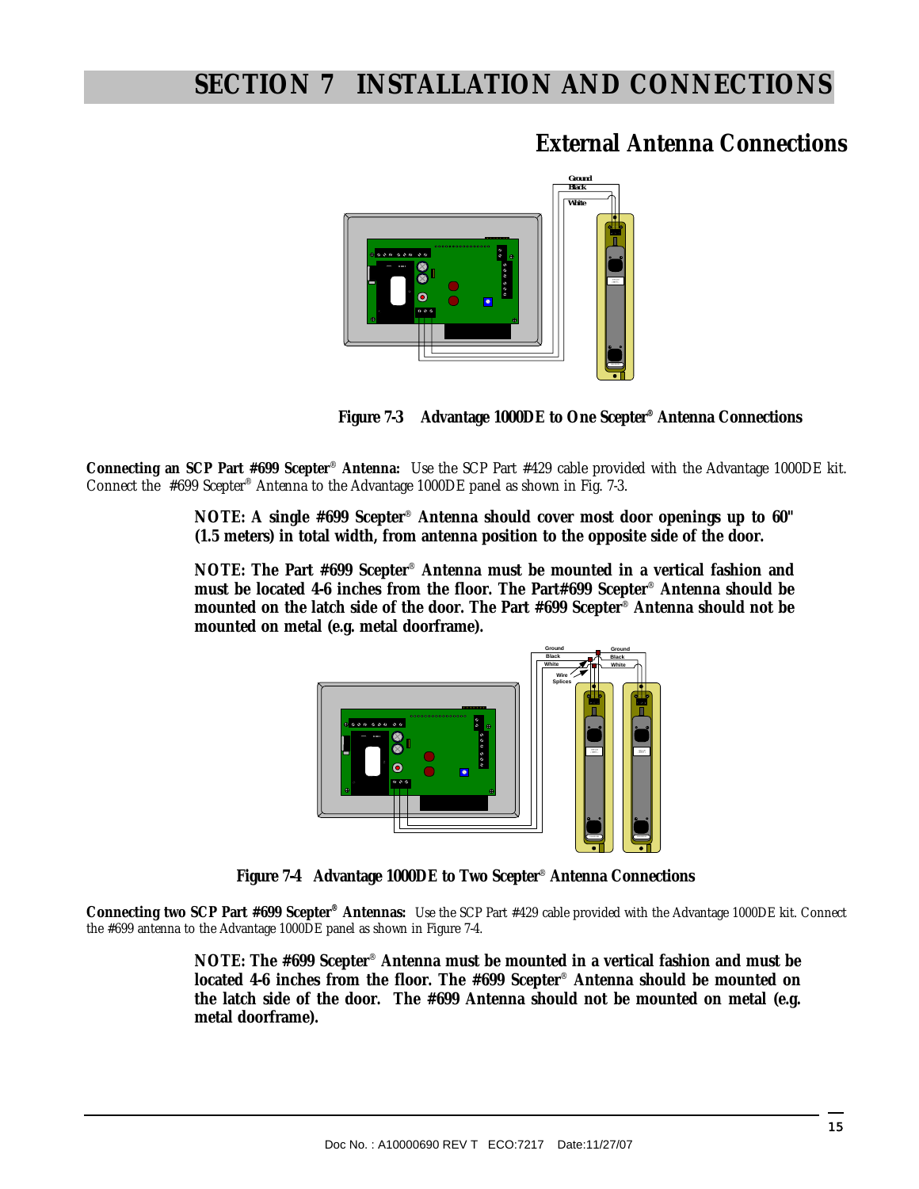# SECTION 7 INSTALLATION AND CONNECTIONS

## External Antenna Connections

**Figure 7-3 Advantage 1000DE to One Scepter® Antenna Connections**

**Connecting an SCP Part #699 Scepter® Antenna:** Use the SCP Part #429 cable provided with the Advantage 1000DE kit. Connect the #699 Scepter® Antenna to the Advantage 1000DE panel as shown in Fig. 7-3.

> **NOTE: A single #699 Scepter® Antenna should cover most door openings up to 60" (1.5 meters) in total width, from antenna position to the opposite side of the door.**
>
> **NOTE: The Part #699 Scepter® Antenna must be mounted in a vertical fashion and must be located 4-6 inches from the floor. The Part#699 Scepter® Antenna should be mounted on the latch side of the door. The Part #699 Scepter® Antenna should not be mounted on metal (e.g. metal doorframe).**

**Figure 7-4 Advantage 1000DE to Two Scepter® Antenna Connections**

**Connecting two SCP Part #699 Scepter® Antennas:** Use the SCP Part #429 cable provided with the Advantage 1000DE kit. Connect the #699 antenna to the Advantage 1000DE panel as shown in Figure 7-4.

> **NOTE: The #699 Scepter® Antenna must be mounted in a vertical fashion and must be located 4-6 inches from the floor. The #699 Scepter® Antenna should be mounted on the latch side of the door. The #699 Antenna should not be mounted on metal (e.g. metal doorframe).**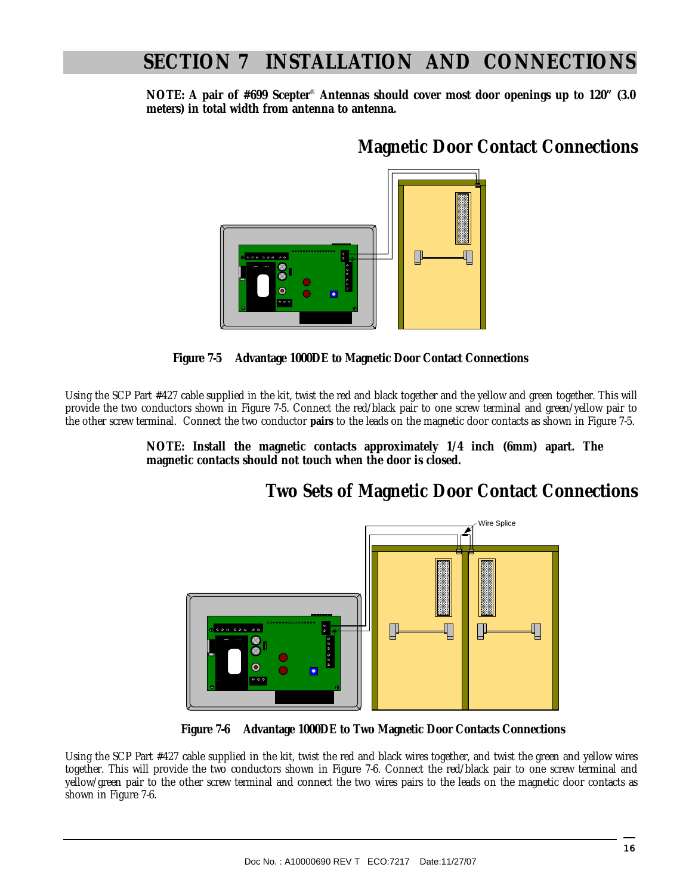# SECTION 7 INSTALLATION AND CONNECTIONS

**NOTE: A pair of #699 Scepter® Antennas should cover most door openings up to 120" (3.0 meters) in total width from antenna to antenna.**

## Magnetic Door Contact Connections

**Figure 7-5 Advantage 1000DE to Magnetic Door Contact Connections**

Using the SCP Part #427 cable supplied in the kit, twist the red and black together and the yellow and green together. This will provide the two conductors shown in Figure 7-5. Connect the red/black pair to one screw terminal and green/yellow pair to the other screw terminal. Connect the two conductor **pairs** to the leads on the magnetic door contacts as shown in Figure 7-5.

**NOTE: Install the magnetic contacts approximately 1/4 inch (6mm) apart. The magnetic contacts should not touch when the door is closed.**

## Two Sets of Magnetic Door Contact Connections

Wire Splice

**Figure 7-6 Advantage 1000DE to Two Magnetic Door Contacts Connections**

Using the SCP Part #427 cable supplied in the kit, twist the red and black wires together, and twist the green and yellow wires together. This will provide the two conductors shown in Figure 7-6. Connect the red/black pair to one screw terminal and yellow/green pair to the other screw terminal and connect the two wires pairs to the leads on the magnetic door contacts as shown in Figure 7-6.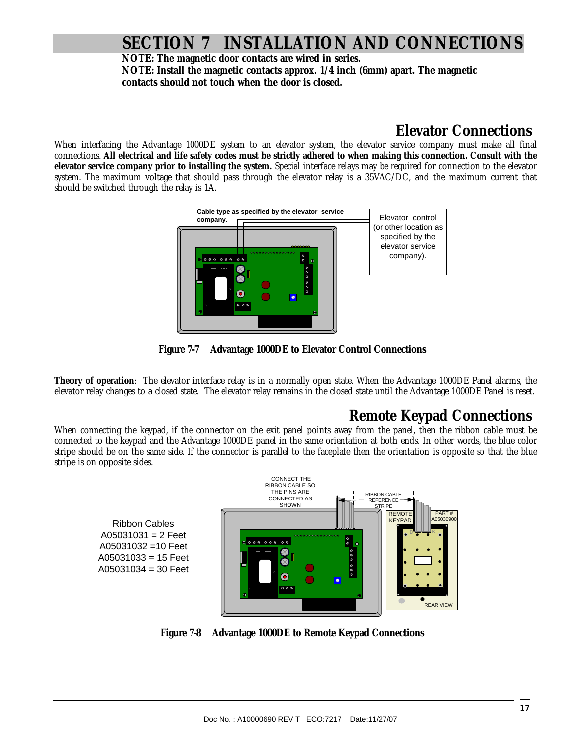# SECTION 7 INSTALLATION AND CONNECTIONS

**NOTE: The magnetic door contacts are wired in series.**
**NOTE: Install the magnetic contacts approx. 1/4 inch (6mm) apart. The magnetic contacts should not touch when the door is closed.**

## Elevator Connections

When interfacing the Advantage 1000DE system to an elevator system, the elevator service company must make all final connections. **All electrical and life safety codes must be strictly adhered to when making this connection. Consult with the elevator service company prior to installing the system.** Special interface relays may be required for connection to the elevator system. The maximum voltage that should pass through the elevator relay is a 35VAC/DC, and the maximum current that should be switched through the relay is 1A.

Cable type as specified by the elevator service company.

Elevator control (or other location as specified by the elevator service company).

**Figure 7-7 Advantage 1000DE to Elevator Control Connections**

**Theory of operation**: The elevator interface relay is in a normally open state. When the Advantage 1000DE Panel alarms, the elevator relay changes to a closed state. The elevator relay remains in the closed state until the Advantage 1000DE Panel is reset.

## Remote Keypad Connections

When connecting the keypad, if the connector on the exit panel points away from the panel, then the ribbon cable must be connected to the keypad and the Advantage 1000DE panel in the same orientation at both ends. In other words, the blue color stripe should be on the same side. If the connector is parallel to the faceplate then the orientation is opposite so that the blue stripe is on opposite sides.

Ribbon Cables
A05031031 = 2 Feet
A05031032 =10 Feet
A05031033 = 15 Feet
A05031034 = 30 Feet

CONNECT THE RIBBON CABLE SO THE PINS ARE CONNECTED AS SHOWN

RIBBON CABLE REFERENCE STRIPE

REMOTE KEYPAD

PART # A05030900

REAR VIEW

**Figure 7-8 Advantage 1000DE to Remote Keypad Connections**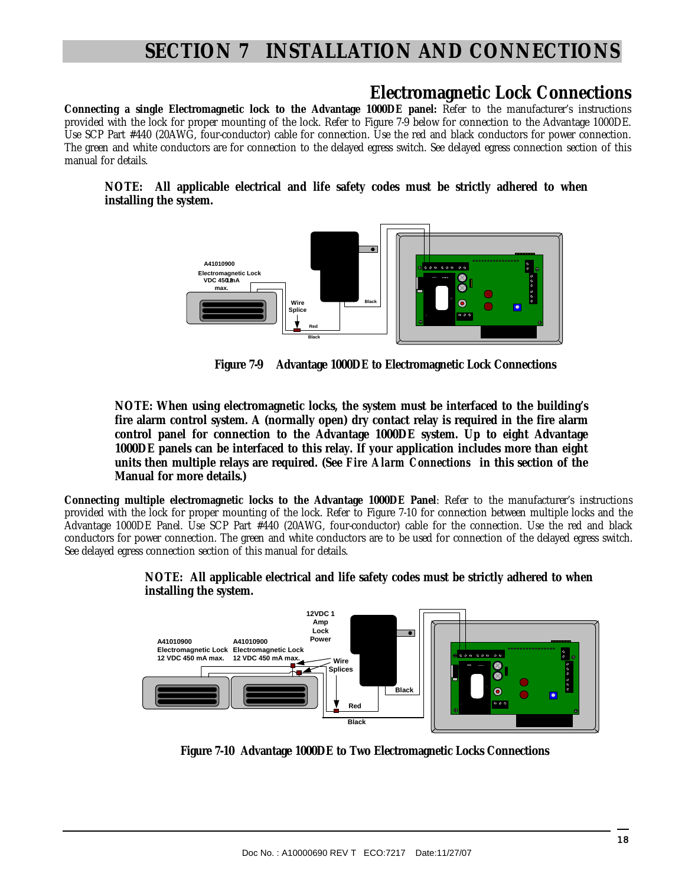# SECTION 7 INSTALLATION AND CONNECTIONS

## Electromagnetic Lock Connections

**Connecting a single Electromagnetic lock to the Advantage 1000DE panel:** Refer to the manufacturer's instructions provided with the lock for proper mounting of the lock. Refer to Figure 7-9 below for connection to the Advantage 1000DE. Use SCP Part #440 (20AWG, four-conductor) cable for connection. Use the red and black conductors for power connection. The green and white conductors are for connection to the delayed egress switch. See delayed egress connection section of this manual for details.

**NOTE: All applicable electrical and life safety codes must be strictly adhered to when installing the system.**

**Figure 7-9 Advantage 1000DE to Electromagnetic Lock Connections**

**NOTE: When using electromagnetic locks, the system must be interfaced to the building's fire alarm control system. A (normally open) dry contact relay is required in the fire alarm control panel for connection to the Advantage 1000DE system. Up to eight Advantage 1000DE panels can be interfaced to this relay. If your application includes more than eight units then multiple relays are required. (See *Fire Alarm Connections* in this section of the Manual for more details.)**

**Connecting multiple electromagnetic locks to the Advantage 1000DE Panel**: Refer to the manufacturer's instructions provided with the lock for proper mounting of the lock. Refer to Figure 7-10 for connection between multiple locks and the Advantage 1000DE Panel. Use SCP Part #440 (20AWG, four-conductor) cable for the connection. Use the red and black conductors for power connection. The green and white conductors are to be used for connection of the delayed egress switch. See delayed egress connection section of this manual for details.

**NOTE: All applicable electrical and life safety codes must be strictly adhered to when installing the system.**

**Figure 7-10 Advantage 1000DE to Two Electromagnetic Locks Connections**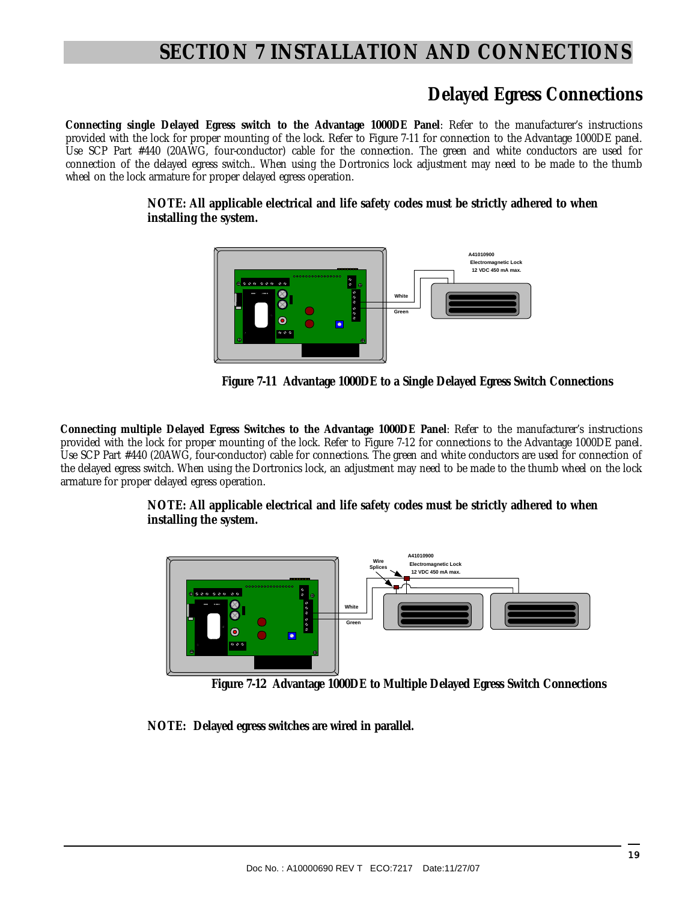# SECTION 7 INSTALLATION AND CONNECTIONS

## Delayed Egress Connections

**Connecting single Delayed Egress switch to the Advantage 1000DE Panel**: Refer to the manufacturer's instructions provided with the lock for proper mounting of the lock. Refer to Figure 7-11 for connection to the Advantage 1000DE panel. Use SCP Part #440 (20AWG, four-conductor) cable for the connection. The green and white conductors are used for connection of the delayed egress switch.. When using the Dortronics lock adjustment may need to be made to the thumb wheel on the lock armature for proper delayed egress operation.

**NOTE: All applicable electrical and life safety codes must be strictly adhered to when installing the system.**

A41010900
Electromagnetic Lock
12 VDC 450 mA max.

White

Green

**Figure 7-11 Advantage 1000DE to a Single Delayed Egress Switch Connections**

**Connecting multiple Delayed Egress Switches to the Advantage 1000DE Panel**: Refer to the manufacturer's instructions provided with the lock for proper mounting of the lock. Refer to Figure 7-12 for connections to the Advantage 1000DE panel. Use SCP Part #440 (20AWG, four-conductor) cable for connections. The green and white conductors are used for connection of the delayed egress switch. When using the Dortronics lock, an adjustment may need to be made to the thumb wheel on the lock armature for proper delayed egress operation.

**NOTE: All applicable electrical and life safety codes must be strictly adhered to when installing the system.**

Wire Splices

A41010900
Electromagnetic Lock
12 VDC 450 mA max.

White

Green

**Figure 7-12 Advantage 1000DE to Multiple Delayed Egress Switch Connections**

**NOTE: Delayed egress switches are wired in parallel.**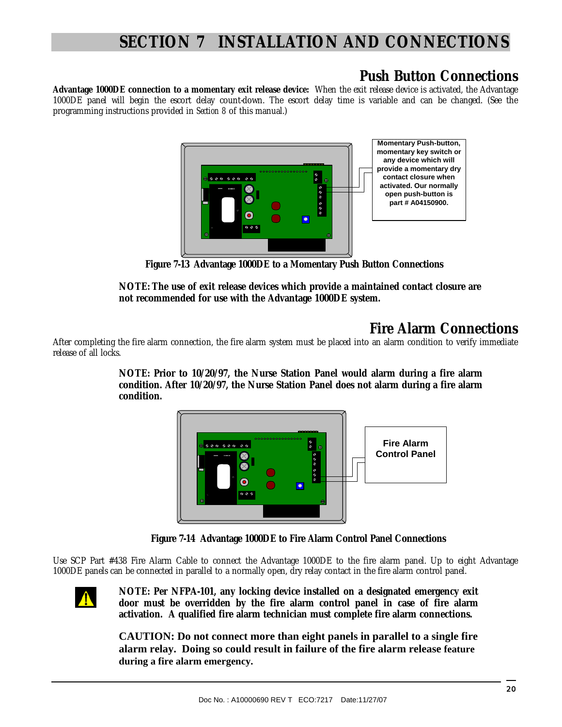# SECTION 7 INSTALLATION AND CONNECTIONS

## Push Button Connections

**Advantage 1000DE connection to a momentary exit release device:** When the exit release device is activated, the Advantage 1000DE panel will begin the escort delay count-down. The escort delay time is variable and can be changed. (See the programming instructions provided in *Section 8* of this manual.)

Momentary Push-button, momentary key switch or any device which will provide a momentary dry contact closure when activated. Our normally open push-button is part # A04150900.

**Figure 7-13 Advantage 1000DE to a Momentary Push Button Connections**

**NOTE: The use of exit release devices which provide a maintained contact closure are not recommended for use with the Advantage 1000DE system.**

## Fire Alarm Connections

After completing the fire alarm connection, the fire alarm system must be placed into an alarm condition to verify immediate release of all locks.

**NOTE: Prior to 10/20/97, the Nurse Station Panel would alarm during a fire alarm condition. After 10/20/97, the Nurse Station Panel does not alarm during a fire alarm condition.**

Fire Alarm Control Panel

**Figure 7-14 Advantage 1000DE to Fire Alarm Control Panel Connections**

Use SCP Part #438 Fire Alarm Cable to connect the Advantage 1000DE to the fire alarm panel. Up to eight Advantage 1000DE panels can be connected in parallel to a normally open, dry relay contact in the fire alarm control panel.

**NOTE: Per NFPA-101, any locking device installed on a designated emergency exit door must be overridden by the fire alarm control panel in case of fire alarm activation. A qualified fire alarm technician must complete fire alarm connections.**

**CAUTION: Do not connect more than eight panels in parallel to a single fire alarm relay. Doing so could result in failure of the fire alarm release feature during a fire alarm emergency.**

Doc No. : A10000690 REV T ECO:7217 Date:11/27/07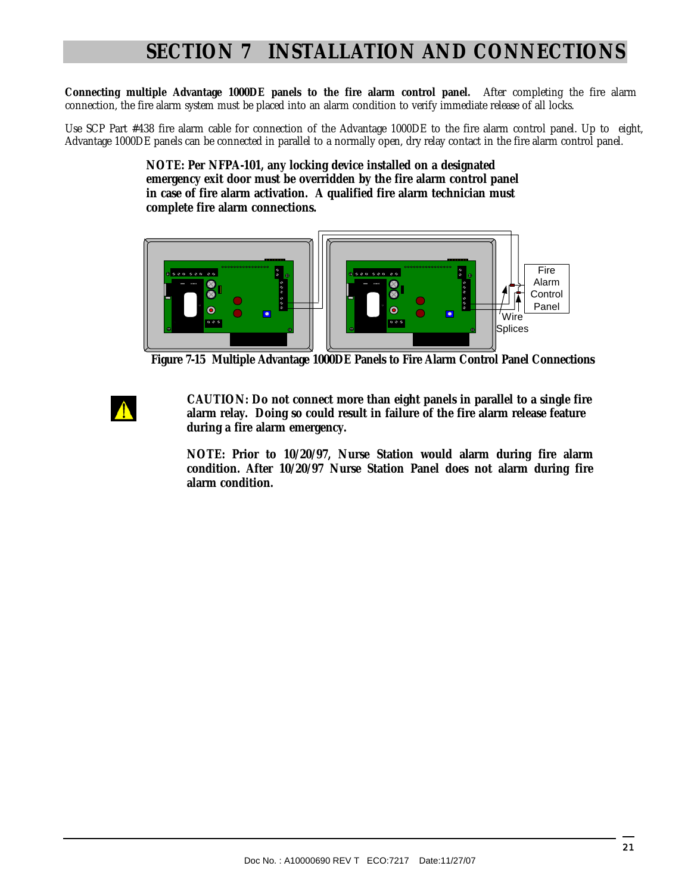# SECTION 7 INSTALLATION AND CONNECTIONS

**Connecting multiple Advantage 1000DE panels to the fire alarm control panel.** After completing the fire alarm connection, the fire alarm system must be placed into an alarm condition to verify immediate release of all locks.

Use SCP Part #438 fire alarm cable for connection of the Advantage 1000DE to the fire alarm control panel. Up to eight, Advantage 1000DE panels can be connected in parallel to a normally open, dry relay contact in the fire alarm control panel.

**NOTE: Per NFPA-101, any locking device installed on a designated emergency exit door must be overridden by the fire alarm control panel in case of fire alarm activation. A qualified fire alarm technician must complete fire alarm connections.**

Fire Alarm Control Panel

Wire Splices

**Figure 7-15 Multiple Advantage 1000DE Panels to Fire Alarm Control Panel Connections**

**CAUTION: Do not connect more than eight panels in parallel to a single fire alarm relay. Doing so could result in failure of the fire alarm release feature during a fire alarm emergency.**

**NOTE: Prior to 10/20/97, Nurse Station would alarm during fire alarm condition. After 10/20/97 Nurse Station Panel does not alarm during fire alarm condition.**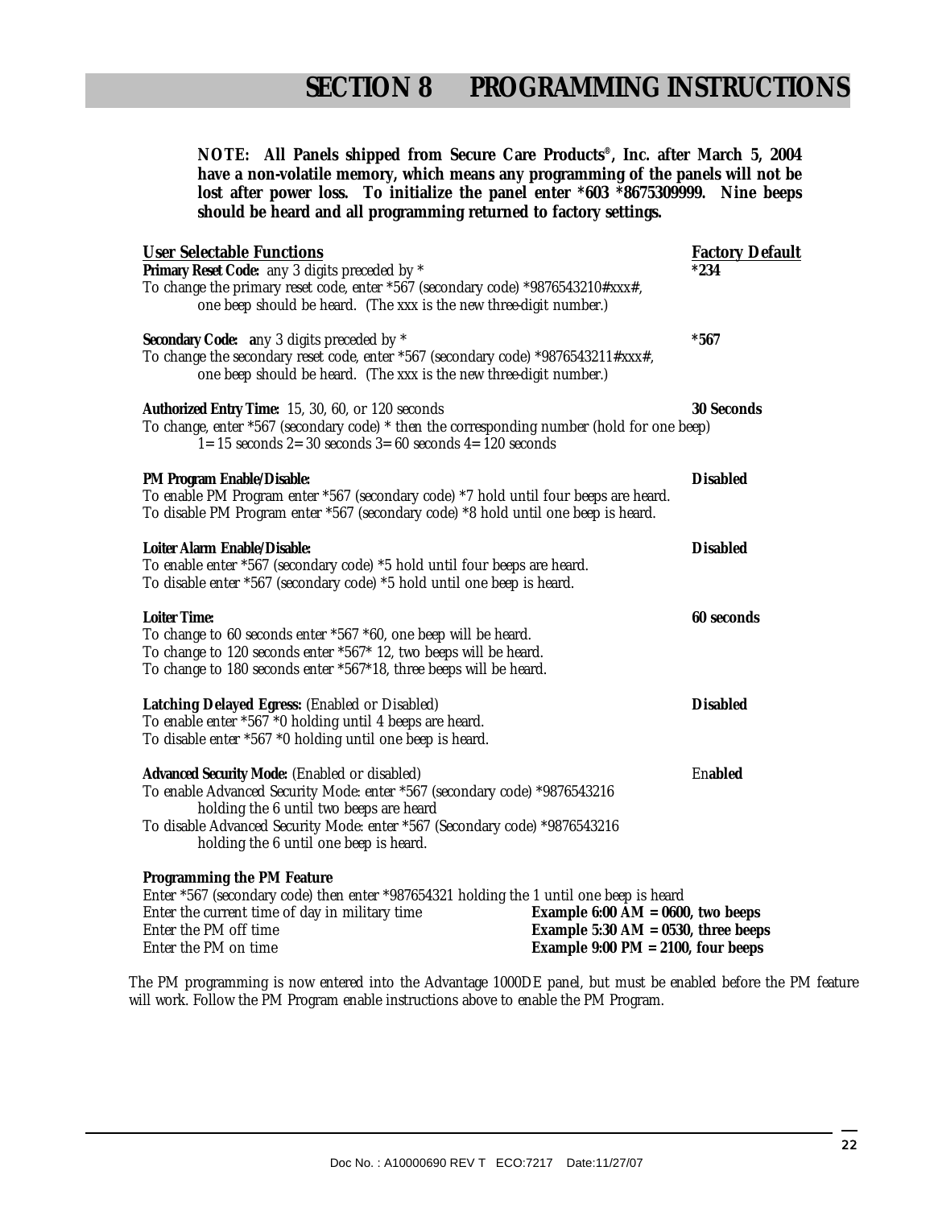# SECTION 8 PROGRAMMING INSTRUCTIONS

**NOTE: All Panels shipped from Secure Care Products®, Inc. after March 5, 2004 have a non-volatile memory, which means any programming of the panels will not be lost after power loss. To initialize the panel enter *603 *8675309999. Nine beeps should be heard and all programming returned to factory settings.**

| User Selectable Functions | Factory Default |
|---|---|

**Primary Reset Code:** any 3 digits preceded by * — **Factory Default: *234**

To change the primary reset code, enter *567 (secondary code) *9876543210#xxx#, one beep should be heard. (The xxx is the new three-digit number.)

**Secondary Code:** any 3 digits preceded by * — **Factory Default: *567**

To change the secondary reset code, enter *567 (secondary code) *9876543211#xxx#, one beep should be heard. (The xxx is the new three-digit number.)

**Authorized Entry Time:** 15, 30, 60, or 120 seconds — **Factory Default: 30 Seconds**

To change, enter *567 (secondary code) * then the corresponding number (hold for one beep)
1= 15 seconds 2= 30 seconds 3= 60 seconds 4= 120 seconds

**PM Program Enable/Disable:** — **Factory Default: Disabled**

To enable PM Program enter *567 (secondary code) *7 hold until four beeps are heard.
To disable PM Program enter *567 (secondary code) *8 hold until one beep is heard.

**Loiter Alarm Enable/Disable:** — **Factory Default: Disabled**

To enable enter *567 (secondary code) *5 hold until four beeps are heard.
To disable enter *567 (secondary code) *5 hold until one beep is heard.

**Loiter Time:** — **Factory Default: 60 seconds**

To change to 60 seconds enter *567 *60, one beep will be heard.
To change to 120 seconds enter *567* 12, two beeps will be heard.
To change to 180 seconds enter *567*18, three beeps will be heard.

**Latching Delayed Egress:** (Enabled or Disabled) — **Factory Default: Disabled**

To enable enter *567 *0 holding until 4 beeps are heard.
To disable enter *567 *0 holding until one beep is heard.

**Advanced Security Mode:** (Enabled or disabled) — **Factory Default: Enabled**

To enable Advanced Security Mode: enter *567 (secondary code) *9876543216 holding the 6 until two beeps are heard
To disable Advanced Security Mode: enter *567 (Secondary code) *9876543216 holding the 6 until one beep is heard.

**Programming the PM Feature**

Enter *567 (secondary code) then enter *987654321 holding the 1 until one beep is heard

| | |
|---|---|
| Enter the current time of day in military time | **Example 6:00 AM = 0600, two beeps** |
| Enter the PM off time | **Example 5:30 AM = 0530, three beeps** |
| Enter the PM on time | **Example 9:00 PM = 2100, four beeps** |

The PM programming is now entered into the Advantage 1000DE panel, but must be enabled before the PM feature will work. Follow the PM Program enable instructions above to enable the PM Program.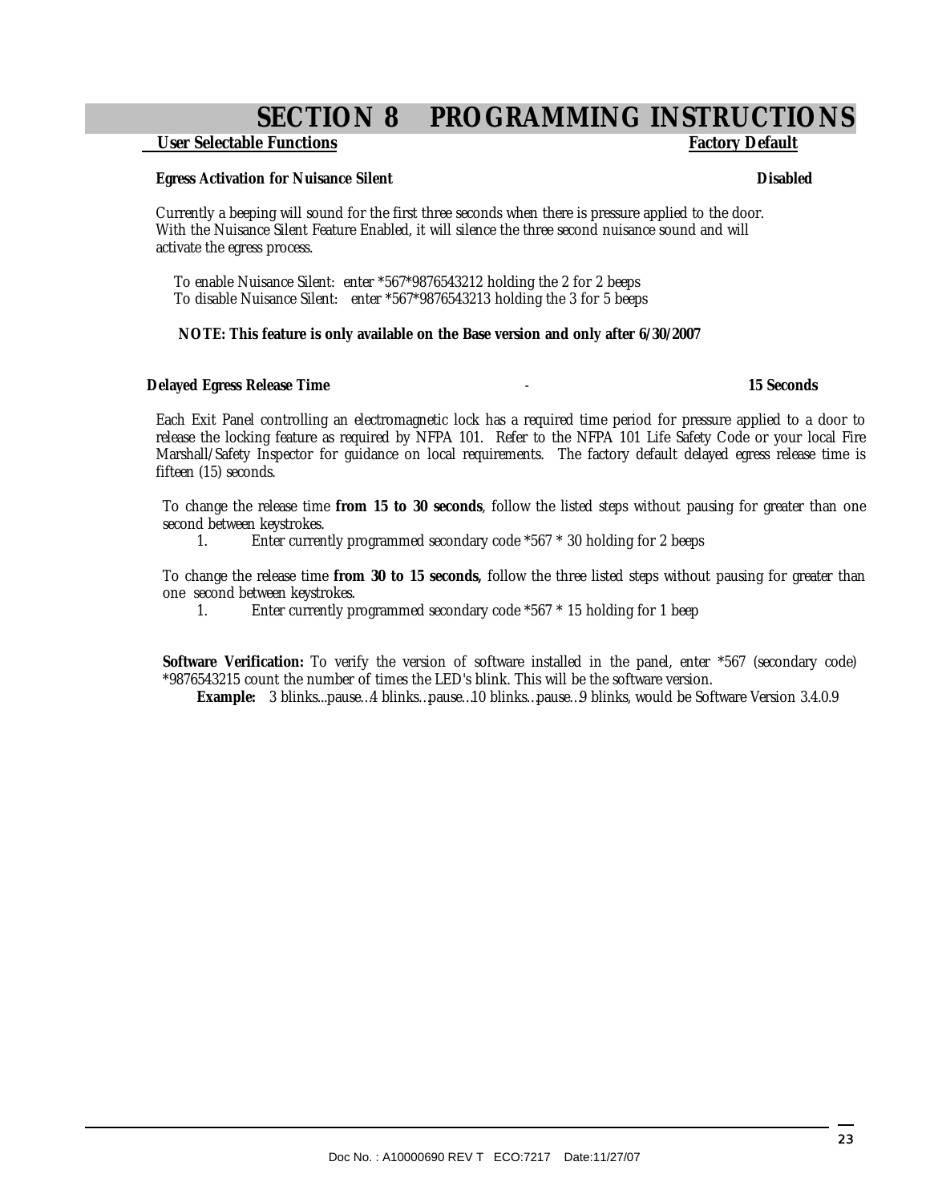# SECTION 8 PROGRAMMING INSTRUCTIONS

**User Selectable Functions** — **Factory Default**

**Egress Activation for Nuisance Silent** — **Disabled**

Currently a beeping will sound for the first three seconds when there is pressure applied to the door. With the Nuisance Silent Feature Enabled, it will silence the three second nuisance sound and will activate the egress process.

To enable Nuisance Silent: enter *567*9876543212 holding the 2 for 2 beeps
To disable Nuisance Silent: enter *567*9876543213 holding the 3 for 5 beeps

**NOTE: This feature is only available on the Base version and only after 6/30/2007**

**Delayed Egress Release Time** - **15 Seconds**

Each Exit Panel controlling an electromagnetic lock has a required time period for pressure applied to a door to release the locking feature as required by NFPA 101. Refer to the NFPA 101 Life Safety Code or your local Fire Marshall/Safety Inspector for guidance on local requirements. The factory default delayed egress release time is fifteen (15) seconds.

To change the release time **from 15 to 30 seconds**, follow the listed steps without pausing for greater than one second between keystrokes.

1. Enter currently programmed secondary code *567 * 30 holding for 2 beeps

To change the release time **from 30 to 15 seconds,** follow the three listed steps without pausing for greater than one second between keystrokes.

1. Enter currently programmed secondary code *567 * 15 holding for 1 beep

**Software Verification:** To verify the version of software installed in the panel, enter *567 (secondary code) *9876543215 count the number of times the LED's blink. This will be the software version.

**Example:** 3 blinks...pause…4 blinks…pause…10 blinks…pause…9 blinks, would be Software Version 3.4.0.9

Doc No. : A10000690 REV T ECO:7217 Date:11/27/07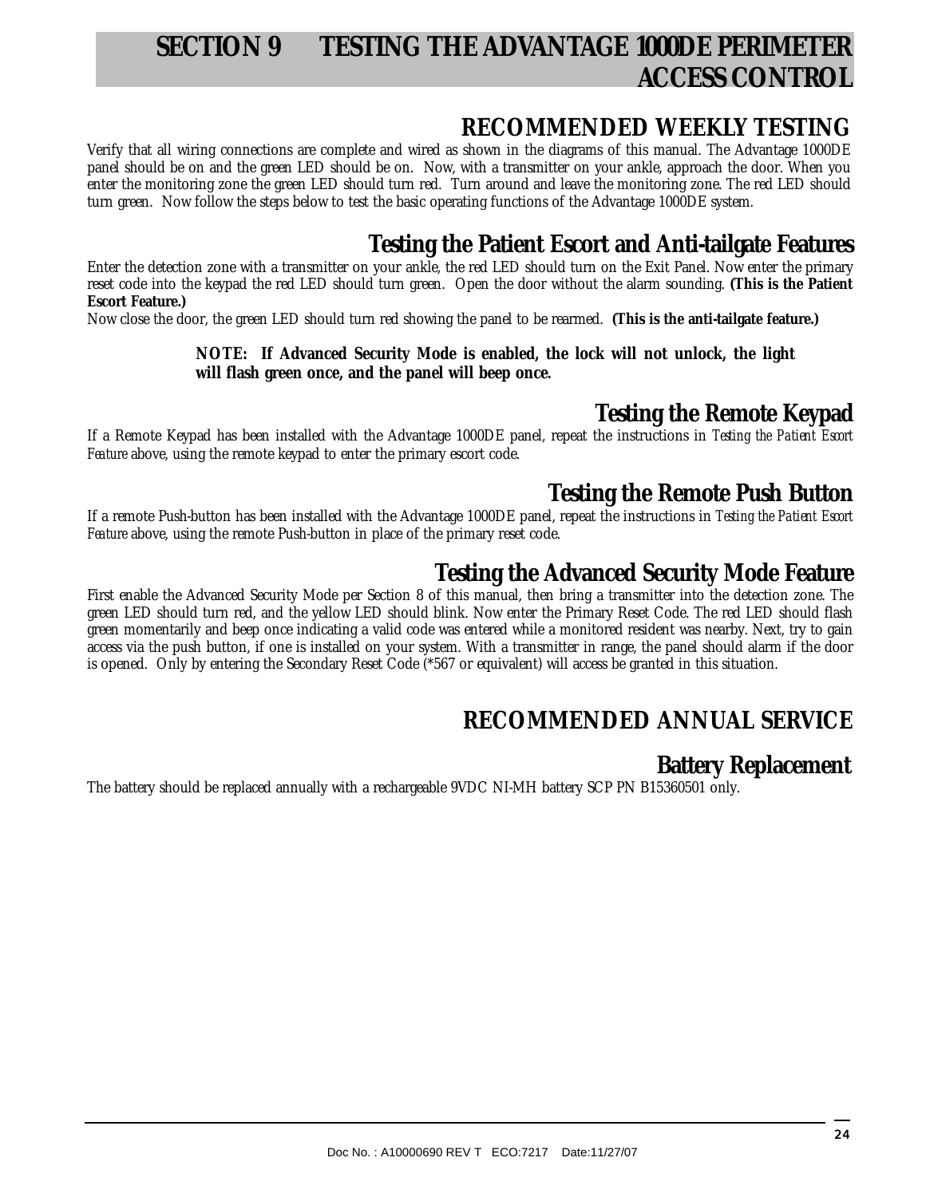# SECTION 9 TESTING THE ADVANTAGE 1000DE PERIMETER ACCESS CONTROL

## RECOMMENDED WEEKLY TESTING

Verify that all wiring connections are complete and wired as shown in the diagrams of this manual. The Advantage 1000DE panel should be on and the green LED should be on. Now, with a transmitter on your ankle, approach the door. When you enter the monitoring zone the green LED should turn red. Turn around and leave the monitoring zone. The red LED should turn green. Now follow the steps below to test the basic operating functions of the Advantage 1000DE system.

### Testing the Patient Escort and Anti-tailgate Features

Enter the detection zone with a transmitter on your ankle, the red LED should turn on the Exit Panel. Now enter the primary reset code into the keypad the red LED should turn green. Open the door without the alarm sounding. **(This is the Patient Escort Feature.)**

Now close the door, the green LED should turn red showing the panel to be rearmed. **(This is the anti-tailgate feature.)**

> **NOTE: If Advanced Security Mode is enabled, the lock will not unlock, the light will flash green once, and the panel will beep once.**

### Testing the Remote Keypad

If a Remote Keypad has been installed with the Advantage 1000DE panel, repeat the instructions in *Testing the Patient Escort Feature* above, using the remote keypad to enter the primary escort code.

### Testing the Remote Push Button

If a remote Push-button has been installed with the Advantage 1000DE panel, repeat the instructions in *Testing the Patient Escort Feature* above, using the remote Push-button in place of the primary reset code.

### Testing the Advanced Security Mode Feature

First enable the Advanced Security Mode per Section 8 of this manual, then bring a transmitter into the detection zone. The green LED should turn red, and the yellow LED should blink. Now enter the Primary Reset Code. The red LED should flash green momentarily and beep once indicating a valid code was entered while a monitored resident was nearby. Next, try to gain access via the push button, if one is installed on your system. With a transmitter in range, the panel should alarm if the door is opened. Only by entering the Secondary Reset Code (*567 or equivalent) will access be granted in this situation.

## RECOMMENDED ANNUAL SERVICE

### Battery Replacement

The battery should be replaced annually with a rechargeable 9VDC NI-MH battery SCP PN B15360501 only.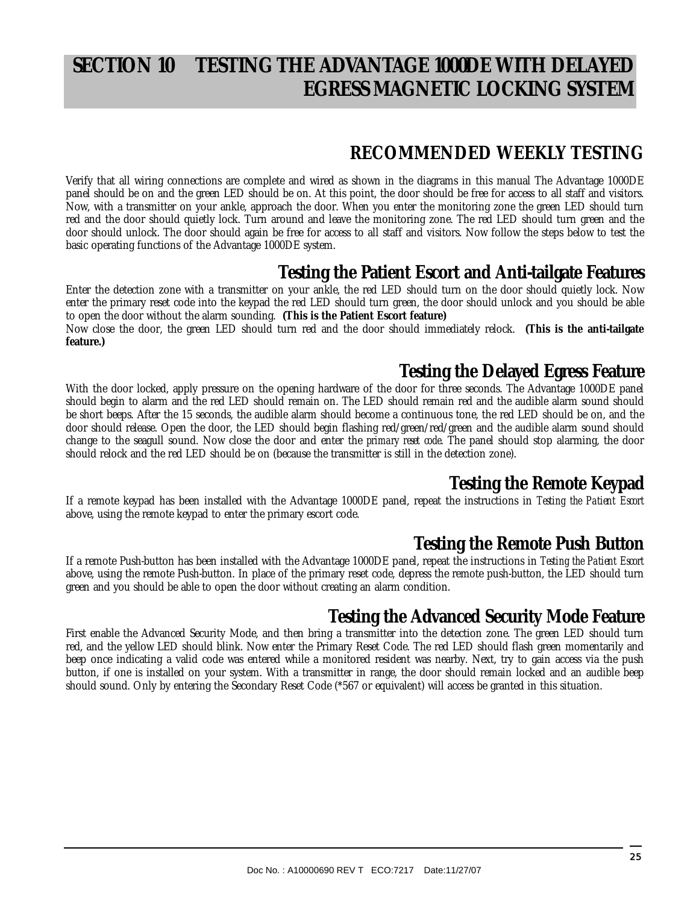# SECTION 10 TESTING THE ADVANTAGE 1000DE WITH DELAYED EGRESS MAGNETIC LOCKING SYSTEM

## RECOMMENDED WEEKLY TESTING

Verify that all wiring connections are complete and wired as shown in the diagrams in this manual The Advantage 1000DE panel should be on and the green LED should be on. At this point, the door should be free for access to all staff and visitors. Now, with a transmitter on your ankle, approach the door. When you enter the monitoring zone the green LED should turn red and the door should quietly lock. Turn around and leave the monitoring zone. The red LED should turn green and the door should unlock. The door should again be free for access to all staff and visitors. Now follow the steps below to test the basic operating functions of the Advantage 1000DE system.

### Testing the Patient Escort and Anti-tailgate Features

Enter the detection zone with a transmitter on your ankle, the red LED should turn on the door should quietly lock. Now enter the primary reset code into the keypad the red LED should turn green, the door should unlock and you should be able to open the door without the alarm sounding. **(This is the Patient Escort feature)**

Now close the door, the green LED should turn red and the door should immediately relock. **(This is the anti-tailgate feature.)**

### Testing the Delayed Egress Feature

With the door locked, apply pressure on the opening hardware of the door for three seconds. The Advantage 1000DE panel should begin to alarm and the red LED should remain on. The LED should remain red and the audible alarm sound should be short beeps. After the 15 seconds, the audible alarm should become a continuous tone, the red LED should be on, and the door should release. Open the door, the LED should begin flashing red/green/red/green and the audible alarm sound should change to the seagull sound. Now close the door and enter the *primary reset code*. The panel should stop alarming, the door should relock and the red LED should be on (because the transmitter is still in the detection zone).

### Testing the Remote Keypad

If a remote keypad has been installed with the Advantage 1000DE panel, repeat the instructions in *Testing the Patient Escort* above, using the remote keypad to enter the primary escort code.

### Testing the Remote Push Button

If a remote Push-button has been installed with the Advantage 1000DE panel, repeat the instructions in *Testing the Patient Escort* above, using the remote Push-button. In place of the primary reset code, depress the remote push-button, the LED should turn green and you should be able to open the door without creating an alarm condition.

### Testing the Advanced Security Mode Feature

First enable the Advanced Security Mode, and then bring a transmitter into the detection zone. The green LED should turn red, and the yellow LED should blink. Now enter the Primary Reset Code. The red LED should flash green momentarily and beep once indicating a valid code was entered while a monitored resident was nearby. Next, try to gain access via the push button, if one is installed on your system. With a transmitter in range, the door should remain locked and an audible beep should sound. Only by entering the Secondary Reset Code (*567 or equivalent) will access be granted in this situation.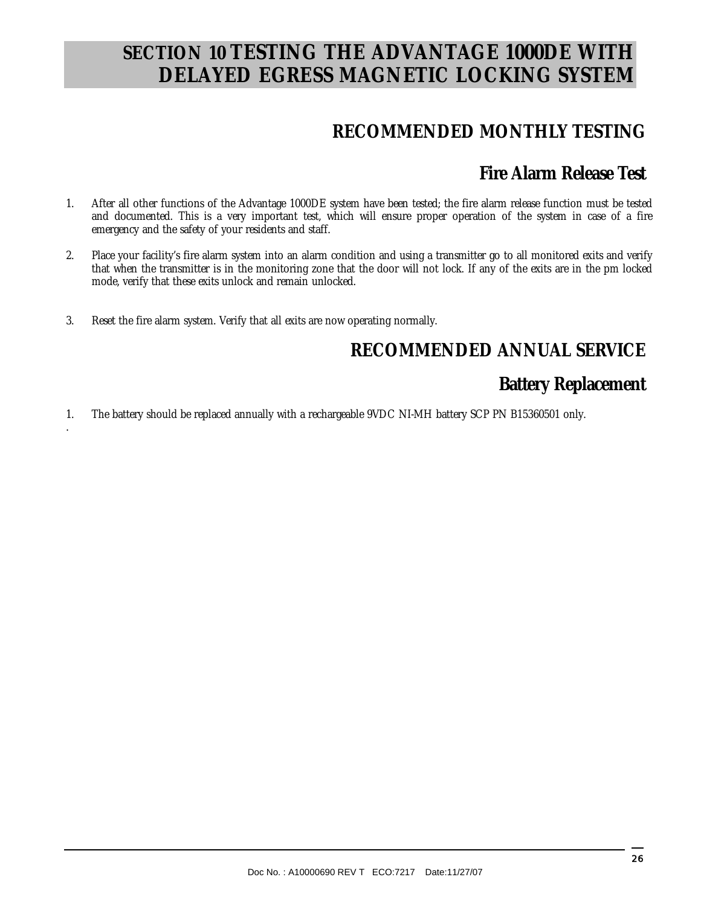# SECTION 10 TESTING THE ADVANTAGE 1000DE WITH DELAYED EGRESS MAGNETIC LOCKING SYSTEM

## RECOMMENDED MONTHLY TESTING

### Fire Alarm Release Test

1. After all other functions of the Advantage 1000DE system have been tested; the fire alarm release function must be tested and documented. This is a very important test, which will ensure proper operation of the system in case of a fire emergency and the safety of your residents and staff.

2. Place your facility's fire alarm system into an alarm condition and using a transmitter go to all monitored exits and verify that when the transmitter is in the monitoring zone that the door will not lock. If any of the exits are in the pm locked mode, verify that these exits unlock and remain unlocked.

3. Reset the fire alarm system. Verify that all exits are now operating normally.

## RECOMMENDED ANNUAL SERVICE

### Battery Replacement

1. The battery should be replaced annually with a rechargeable 9VDC NI-MH battery SCP PN B15360501 only.

.

Doc No. : A10000690 REV T ECO:7217 Date:11/27/07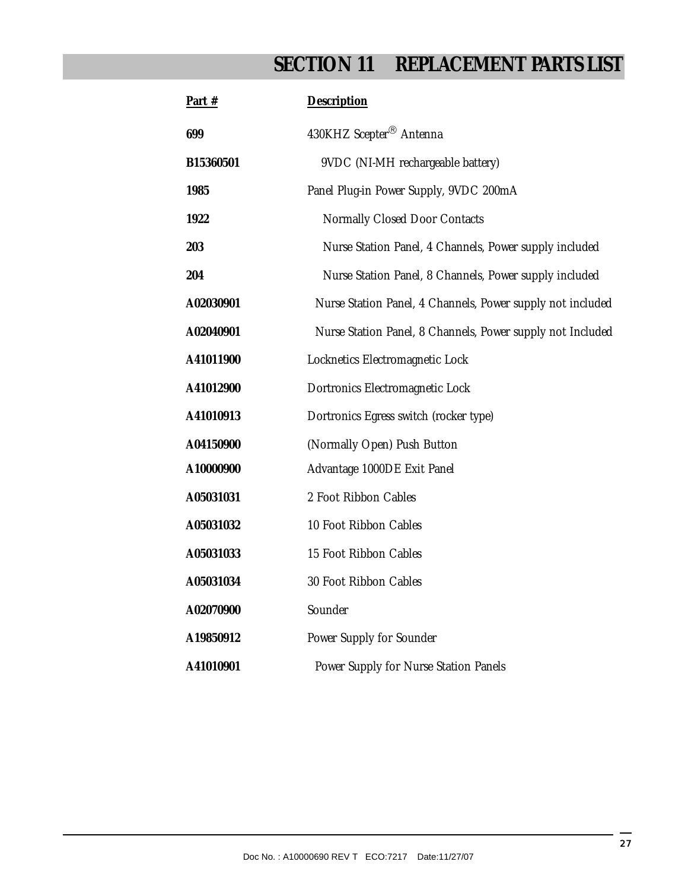# SECTION 11 REPLACEMENT PARTS LIST

| Part # | Description |
| --- | --- |
| 699 | 430KHZ Scepter® Antenna |
| B15360501 | 9VDC (NI-MH rechargeable battery) |
| 1985 | Panel Plug-in Power Supply, 9VDC 200mA |
| 1922 | Normally Closed Door Contacts |
| 203 | Nurse Station Panel, 4 Channels, Power supply included |
| 204 | Nurse Station Panel, 8 Channels, Power supply included |
| A02030901 | Nurse Station Panel, 4 Channels, Power supply not included |
| A02040901 | Nurse Station Panel, 8 Channels, Power supply not Included |
| A41011900 | Locknetics Electromagnetic Lock |
| A41012900 | Dortronics Electromagnetic Lock |
| A41010913 | Dortronics Egress switch (rocker type) |
| A04150900 | (Normally Open) Push Button |
| A10000900 | Advantage 1000DE Exit Panel |
| A05031031 | 2 Foot Ribbon Cables |
| A05031032 | 10 Foot Ribbon Cables |
| A05031033 | 15 Foot Ribbon Cables |
| A05031034 | 30 Foot Ribbon Cables |
| A02070900 | Sounder |
| A19850912 | Power Supply for Sounder |
| A41010901 | Power Supply for Nurse Station Panels |

Doc No. : A10000690 REV T ECO:7217 Date:11/27/07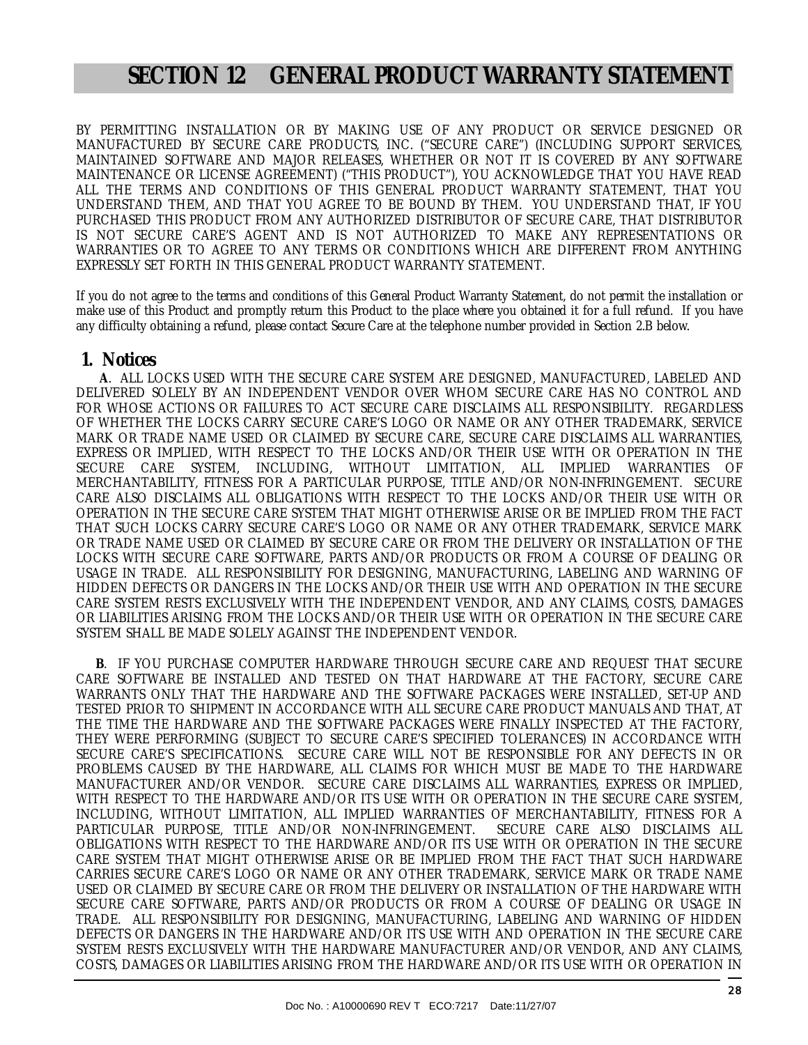# SECTION 12 GENERAL PRODUCT WARRANTY STATEMENT

BY PERMITTING INSTALLATION OR BY MAKING USE OF ANY PRODUCT OR SERVICE DESIGNED OR MANUFACTURED BY SECURE CARE PRODUCTS, INC. ("SECURE CARE") (INCLUDING SUPPORT SERVICES, MAINTAINED SOFTWARE AND MAJOR RELEASES, WHETHER OR NOT IT IS COVERED BY ANY SOFTWARE MAINTENANCE OR LICENSE AGREEMENT) ("THIS PRODUCT"), YOU ACKNOWLEDGE THAT YOU HAVE READ ALL THE TERMS AND CONDITIONS OF THIS GENERAL PRODUCT WARRANTY STATEMENT, THAT YOU UNDERSTAND THEM, AND THAT YOU AGREE TO BE BOUND BY THEM. YOU UNDERSTAND THAT, IF YOU PURCHASED THIS PRODUCT FROM ANY AUTHORIZED DISTRIBUTOR OF SECURE CARE, THAT DISTRIBUTOR IS NOT SECURE CARE'S AGENT AND IS NOT AUTHORIZED TO MAKE ANY REPRESENTATIONS OR WARRANTIES OR TO AGREE TO ANY TERMS OR CONDITIONS WHICH ARE DIFFERENT FROM ANYTHING EXPRESSLY SET FORTH IN THIS GENERAL PRODUCT WARRANTY STATEMENT.

If you do not agree to the terms and conditions of this General Product Warranty Statement, do not permit the installation or make use of this Product and promptly return this Product to the place where you obtained it for a full refund. If you have any difficulty obtaining a refund, please contact Secure Care at the telephone number provided in Section 2.B below.

## 1. Notices

**A**. ALL LOCKS USED WITH THE SECURE CARE SYSTEM ARE DESIGNED, MANUFACTURED, LABELED AND DELIVERED SOLELY BY AN INDEPENDENT VENDOR OVER WHOM SECURE CARE HAS NO CONTROL AND FOR WHOSE ACTIONS OR FAILURES TO ACT SECURE CARE DISCLAIMS ALL RESPONSIBILITY. REGARDLESS OF WHETHER THE LOCKS CARRY SECURE CARE'S LOGO OR NAME OR ANY OTHER TRADEMARK, SERVICE MARK OR TRADE NAME USED OR CLAIMED BY SECURE CARE, SECURE CARE DISCLAIMS ALL WARRANTIES, EXPRESS OR IMPLIED, WITH RESPECT TO THE LOCKS AND/OR THEIR USE WITH OR OPERATION IN THE SECURE CARE SYSTEM, INCLUDING, WITHOUT LIMITATION, ALL IMPLIED WARRANTIES OF MERCHANTABILITY, FITNESS FOR A PARTICULAR PURPOSE, TITLE AND/OR NON-INFRINGEMENT. SECURE CARE ALSO DISCLAIMS ALL OBLIGATIONS WITH RESPECT TO THE LOCKS AND/OR THEIR USE WITH OR OPERATION IN THE SECURE CARE SYSTEM THAT MIGHT OTHERWISE ARISE OR BE IMPLIED FROM THE FACT THAT SUCH LOCKS CARRY SECURE CARE'S LOGO OR NAME OR ANY OTHER TRADEMARK, SERVICE MARK OR TRADE NAME USED OR CLAIMED BY SECURE CARE OR FROM THE DELIVERY OR INSTALLATION OF THE LOCKS WITH SECURE CARE SOFTWARE, PARTS AND/OR PRODUCTS OR FROM A COURSE OF DEALING OR USAGE IN TRADE. ALL RESPONSIBILITY FOR DESIGNING, MANUFACTURING, LABELING AND WARNING OF HIDDEN DEFECTS OR DANGERS IN THE LOCKS AND/OR THEIR USE WITH AND OPERATION IN THE SECURE CARE SYSTEM RESTS EXCLUSIVELY WITH THE INDEPENDENT VENDOR, AND ANY CLAIMS, COSTS, DAMAGES OR LIABILITIES ARISING FROM THE LOCKS AND/OR THEIR USE WITH OR OPERATION IN THE SECURE CARE SYSTEM SHALL BE MADE SOLELY AGAINST THE INDEPENDENT VENDOR.

**B**. IF YOU PURCHASE COMPUTER HARDWARE THROUGH SECURE CARE AND REQUEST THAT SECURE CARE SOFTWARE BE INSTALLED AND TESTED ON THAT HARDWARE AT THE FACTORY, SECURE CARE WARRANTS ONLY THAT THE HARDWARE AND THE SOFTWARE PACKAGES WERE INSTALLED, SET-UP AND TESTED PRIOR TO SHIPMENT IN ACCORDANCE WITH ALL SECURE CARE PRODUCT MANUALS AND THAT, AT THE TIME THE HARDWARE AND THE SOFTWARE PACKAGES WERE FINALLY INSPECTED AT THE FACTORY, THEY WERE PERFORMING (SUBJECT TO SECURE CARE'S SPECIFIED TOLERANCES) IN ACCORDANCE WITH SECURE CARE'S SPECIFICATIONS. SECURE CARE WILL NOT BE RESPONSIBLE FOR ANY DEFECTS IN OR PROBLEMS CAUSED BY THE HARDWARE, ALL CLAIMS FOR WHICH MUST BE MADE TO THE HARDWARE MANUFACTURER AND/OR VENDOR. SECURE CARE DISCLAIMS ALL WARRANTIES, EXPRESS OR IMPLIED, WITH RESPECT TO THE HARDWARE AND/OR ITS USE WITH OR OPERATION IN THE SECURE CARE SYSTEM, INCLUDING, WITHOUT LIMITATION, ALL IMPLIED WARRANTIES OF MERCHANTABILITY, FITNESS FOR A PARTICULAR PURPOSE, TITLE AND/OR NON-INFRINGEMENT. SECURE CARE ALSO DISCLAIMS ALL OBLIGATIONS WITH RESPECT TO THE HARDWARE AND/OR ITS USE WITH OR OPERATION IN THE SECURE CARE SYSTEM THAT MIGHT OTHERWISE ARISE OR BE IMPLIED FROM THE FACT THAT SUCH HARDWARE CARRIES SECURE CARE'S LOGO OR NAME OR ANY OTHER TRADEMARK, SERVICE MARK OR TRADE NAME USED OR CLAIMED BY SECURE CARE OR FROM THE DELIVERY OR INSTALLATION OF THE HARDWARE WITH SECURE CARE SOFTWARE, PARTS AND/OR PRODUCTS OR FROM A COURSE OF DEALING OR USAGE IN TRADE. ALL RESPONSIBILITY FOR DESIGNING, MANUFACTURING, LABELING AND WARNING OF HIDDEN DEFECTS OR DANGERS IN THE HARDWARE AND/OR ITS USE WITH AND OPERATION IN THE SECURE CARE SYSTEM RESTS EXCLUSIVELY WITH THE HARDWARE MANUFACTURER AND/OR VENDOR, AND ANY CLAIMS, COSTS, DAMAGES OR LIABILITIES ARISING FROM THE HARDWARE AND/OR ITS USE WITH OR OPERATION IN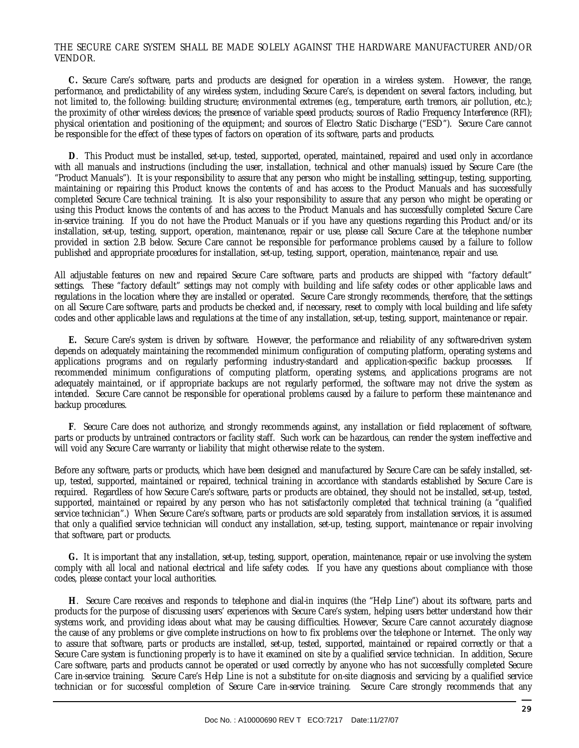THE SECURE CARE SYSTEM SHALL BE MADE SOLELY AGAINST THE HARDWARE MANUFACTURER AND/OR VENDOR.

**C.** Secure Care's software, parts and products are designed for operation in a wireless system. However, the range, performance, and predictability of any wireless system, including Secure Care's, is dependent on several factors, including, but not limited to, the following: building structure; environmental extremes (e.g., temperature, earth tremors, air pollution, etc.); the proximity of other wireless devices; the presence of variable speed products; sources of Radio Frequency Interference (RFI); physical orientation and positioning of the equipment; and sources of Electro Static Discharge ("ESD"). Secure Care cannot be responsible for the effect of these types of factors on operation of its software, parts and products.

**D**. This Product must be installed, set-up, tested, supported, operated, maintained, repaired and used only in accordance with all manuals and instructions (including the user, installation, technical and other manuals) issued by Secure Care (the "Product Manuals"). It is your responsibility to assure that any person who might be installing, setting-up, testing, supporting, maintaining or repairing this Product knows the contents of and has access to the Product Manuals and has successfully completed Secure Care technical training. It is also your responsibility to assure that any person who might be operating or using this Product knows the contents of and has access to the Product Manuals and has successfully completed Secure Care in-service training. If you do not have the Product Manuals or if you have any questions regarding this Product and/or its installation, set-up, testing, support, operation, maintenance, repair or use, please call Secure Care at the telephone number provided in section 2.B below. Secure Care cannot be responsible for performance problems caused by a failure to follow published and appropriate procedures for installation, set-up, testing, support, operation, maintenance, repair and use.

All adjustable features on new and repaired Secure Care software, parts and products are shipped with "factory default" settings. These "factory default" settings may not comply with building and life safety codes or other applicable laws and regulations in the location where they are installed or operated. Secure Care strongly recommends, therefore, that the settings on all Secure Care software, parts and products be checked and, if necessary, reset to comply with local building and life safety codes and other applicable laws and regulations at the time of any installation, set-up, testing, support, maintenance or repair.

**E.** Secure Care's system is driven by software. However, the performance and reliability of any software-driven system depends on adequately maintaining the recommended minimum configuration of computing platform, operating systems and applications programs and on regularly performing industry-standard and application-specific backup processes. If recommended minimum configurations of computing platform, operating systems, and applications programs are not adequately maintained, or if appropriate backups are not regularly performed, the software may not drive the system as intended. Secure Care cannot be responsible for operational problems caused by a failure to perform these maintenance and backup procedures.

**F**. Secure Care does not authorize, and strongly recommends against, any installation or field replacement of software, parts or products by untrained contractors or facility staff. Such work can be hazardous, can render the system ineffective and will void any Secure Care warranty or liability that might otherwise relate to the system.

Before any software, parts or products, which have been designed and manufactured by Secure Care can be safely installed, set-up, tested, supported, maintained or repaired, technical training in accordance with standards established by Secure Care is required. Regardless of how Secure Care's software, parts or products are obtained, they should not be installed, set-up, tested, supported, maintained or repaired by any person who has not satisfactorily completed that technical training (a "qualified service technician".) When Secure Care's software, parts or products are sold separately from installation services, it is assumed that only a qualified service technician will conduct any installation, set-up, testing, support, maintenance or repair involving that software, part or products.

**G.** It is important that any installation, set-up, testing, support, operation, maintenance, repair or use involving the system comply with all local and national electrical and life safety codes. If you have any questions about compliance with those codes, please contact your local authorities.

**H**. Secure Care receives and responds to telephone and dial-in inquires (the "Help Line") about its software, parts and products for the purpose of discussing users' experiences with Secure Care's system, helping users better understand how their systems work, and providing ideas about what may be causing difficulties. However, Secure Care cannot accurately diagnose the cause of any problems or give complete instructions on how to fix problems over the telephone or Internet. The only way to assure that software, parts or products are installed, set-up, tested, supported, maintained or repaired correctly or that a Secure Care system is functioning properly is to have it examined on site by a qualified service technician. In addition, Secure Care software, parts and products cannot be operated or used correctly by anyone who has not successfully completed Secure Care in-service training. Secure Care's Help Line is not a substitute for on-site diagnosis and servicing by a qualified service technician or for successful completion of Secure Care in-service training. Secure Care strongly recommends that any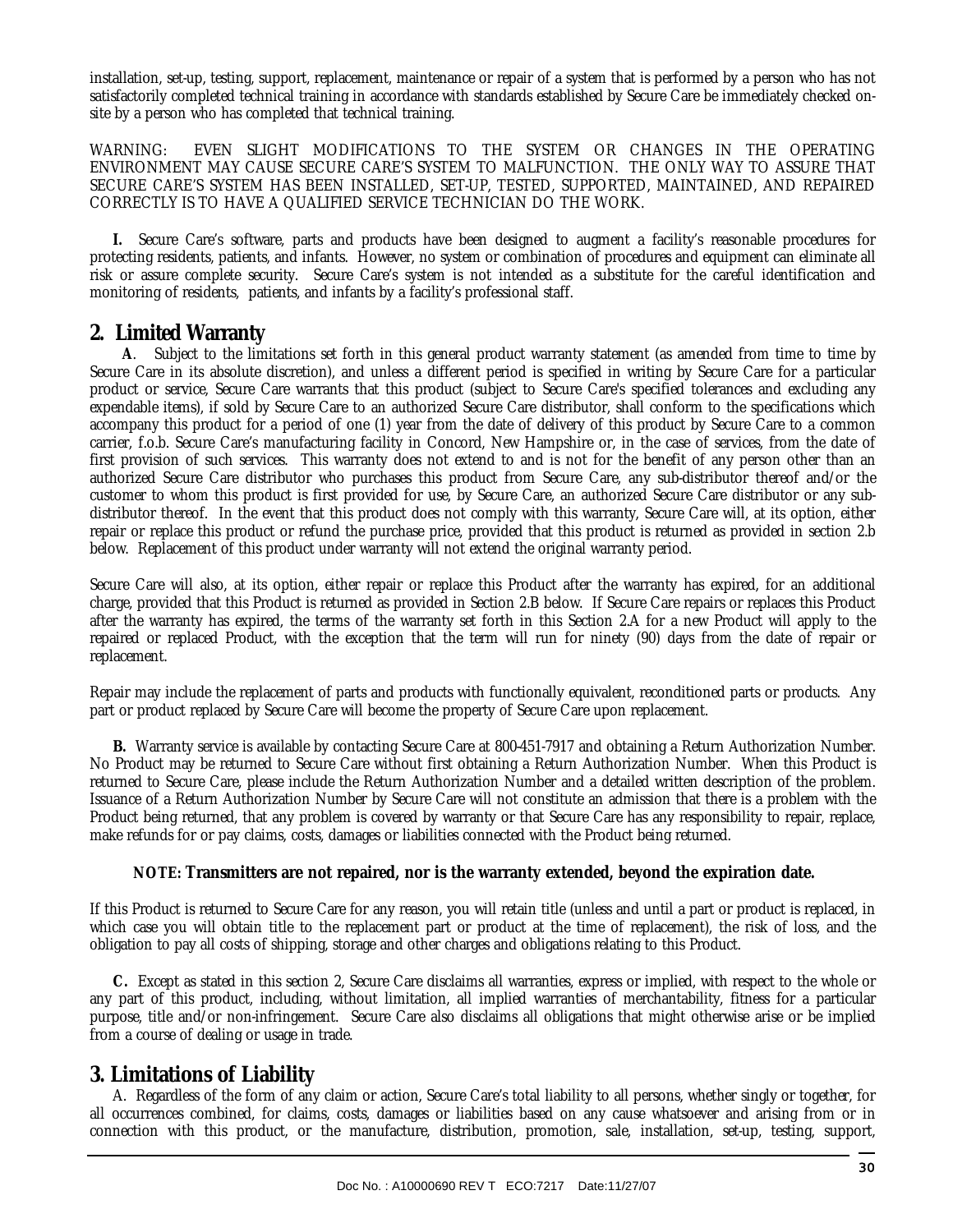installation, set-up, testing, support, replacement, maintenance or repair of a system that is performed by a person who has not satisfactorily completed technical training in accordance with standards established by Secure Care be immediately checked on-site by a person who has completed that technical training.

WARNING: EVEN SLIGHT MODIFICATIONS TO THE SYSTEM OR CHANGES IN THE OPERATING ENVIRONMENT MAY CAUSE SECURE CARE'S SYSTEM TO MALFUNCTION. THE ONLY WAY TO ASSURE THAT SECURE CARE'S SYSTEM HAS BEEN INSTALLED, SET-UP, TESTED, SUPPORTED, MAINTAINED, AND REPAIRED CORRECTLY IS TO HAVE A QUALIFIED SERVICE TECHNICIAN DO THE WORK.

**I.** Secure Care's software, parts and products have been designed to augment a facility's reasonable procedures for protecting residents, patients, and infants. However, no system or combination of procedures and equipment can eliminate all risk or assure complete security. Secure Care's system is not intended as a substitute for the careful identification and monitoring of residents, patients, and infants by a facility's professional staff.

## 2. Limited Warranty

**A**. Subject to the limitations set forth in this general product warranty statement (as amended from time to time by Secure Care in its absolute discretion), and unless a different period is specified in writing by Secure Care for a particular product or service, Secure Care warrants that this product (subject to Secure Care's specified tolerances and excluding any expendable items), if sold by Secure Care to an authorized Secure Care distributor, shall conform to the specifications which accompany this product for a period of one (1) year from the date of delivery of this product by Secure Care to a common carrier, f.o.b. Secure Care's manufacturing facility in Concord, New Hampshire or, in the case of services, from the date of first provision of such services. This warranty does not extend to and is not for the benefit of any person other than an authorized Secure Care distributor who purchases this product from Secure Care, any sub-distributor thereof and/or the customer to whom this product is first provided for use, by Secure Care, an authorized Secure Care distributor or any sub-distributor thereof. In the event that this product does not comply with this warranty, Secure Care will, at its option, either repair or replace this product or refund the purchase price, provided that this product is returned as provided in section 2.b below. Replacement of this product under warranty will not extend the original warranty period.

Secure Care will also, at its option, either repair or replace this Product after the warranty has expired, for an additional charge, provided that this Product is returned as provided in Section 2.B below. If Secure Care repairs or replaces this Product after the warranty has expired, the terms of the warranty set forth in this Section 2.A for a new Product will apply to the repaired or replaced Product, with the exception that the term will run for ninety (90) days from the date of repair or replacement.

Repair may include the replacement of parts and products with functionally equivalent, reconditioned parts or products. Any part or product replaced by Secure Care will become the property of Secure Care upon replacement.

**B.** Warranty service is available by contacting Secure Care at 800-451-7917 and obtaining a Return Authorization Number. No Product may be returned to Secure Care without first obtaining a Return Authorization Number. When this Product is returned to Secure Care, please include the Return Authorization Number and a detailed written description of the problem. Issuance of a Return Authorization Number by Secure Care will not constitute an admission that there is a problem with the Product being returned, that any problem is covered by warranty or that Secure Care has any responsibility to repair, replace, make refunds for or pay claims, costs, damages or liabilities connected with the Product being returned.

**NOTE: Transmitters are not repaired, nor is the warranty extended, beyond the expiration date.**

If this Product is returned to Secure Care for any reason, you will retain title (unless and until a part or product is replaced, in which case you will obtain title to the replacement part or product at the time of replacement), the risk of loss, and the obligation to pay all costs of shipping, storage and other charges and obligations relating to this Product.

**C.** Except as stated in this section 2, Secure Care disclaims all warranties, express or implied, with respect to the whole or any part of this product, including, without limitation, all implied warranties of merchantability, fitness for a particular purpose, title and/or non-infringement. Secure Care also disclaims all obligations that might otherwise arise or be implied from a course of dealing or usage in trade.

## 3. Limitations of Liability

A. Regardless of the form of any claim or action, Secure Care's total liability to all persons, whether singly or together, for all occurrences combined, for claims, costs, damages or liabilities based on any cause whatsoever and arising from or in connection with this product, or the manufacture, distribution, promotion, sale, installation, set-up, testing, support,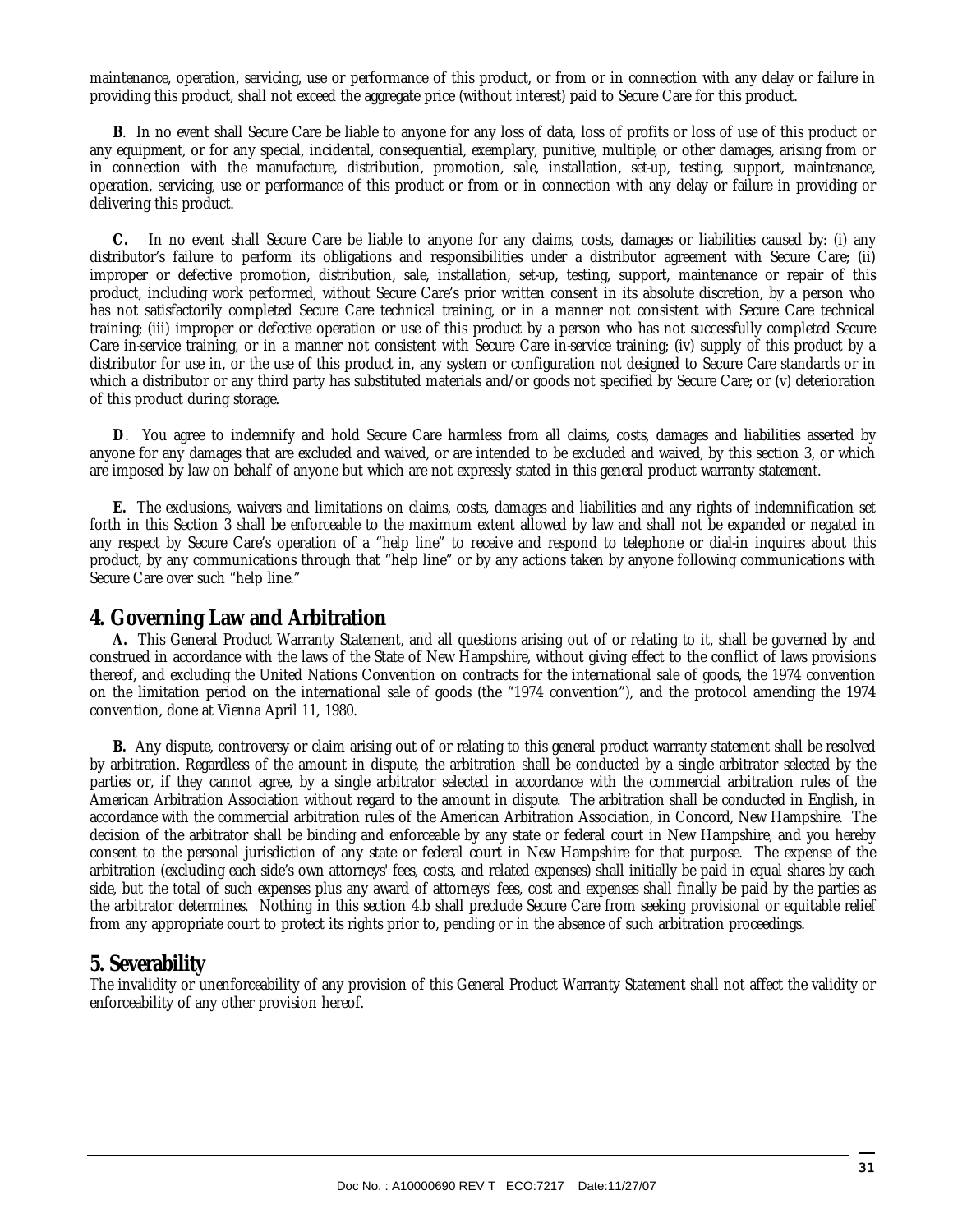maintenance, operation, servicing, use or performance of this product, or from or in connection with any delay or failure in providing this product, shall not exceed the aggregate price (without interest) paid to Secure Care for this product.

**B**. In no event shall Secure Care be liable to anyone for any loss of data, loss of profits or loss of use of this product or any equipment, or for any special, incidental, consequential, exemplary, punitive, multiple, or other damages, arising from or in connection with the manufacture, distribution, promotion, sale, installation, set-up, testing, support, maintenance, operation, servicing, use or performance of this product or from or in connection with any delay or failure in providing or delivering this product.

**C.** In no event shall Secure Care be liable to anyone for any claims, costs, damages or liabilities caused by: (i) any distributor's failure to perform its obligations and responsibilities under a distributor agreement with Secure Care; (ii) improper or defective promotion, distribution, sale, installation, set-up, testing, support, maintenance or repair of this product, including work performed, without Secure Care's prior written consent in its absolute discretion, by a person who has not satisfactorily completed Secure Care technical training, or in a manner not consistent with Secure Care technical training; (iii) improper or defective operation or use of this product by a person who has not successfully completed Secure Care in-service training, or in a manner not consistent with Secure Care in-service training; (iv) supply of this product by a distributor for use in, or the use of this product in, any system or configuration not designed to Secure Care standards or in which a distributor or any third party has substituted materials and/or goods not specified by Secure Care; or (v) deterioration of this product during storage.

**D**. You agree to indemnify and hold Secure Care harmless from all claims, costs, damages and liabilities asserted by anyone for any damages that are excluded and waived, or are intended to be excluded and waived, by this section 3, or which are imposed by law on behalf of anyone but which are not expressly stated in this general product warranty statement.

**E.** The exclusions, waivers and limitations on claims, costs, damages and liabilities and any rights of indemnification set forth in this Section 3 shall be enforceable to the maximum extent allowed by law and shall not be expanded or negated in any respect by Secure Care's operation of a "help line" to receive and respond to telephone or dial-in inquires about this product, by any communications through that "help line" or by any actions taken by anyone following communications with Secure Care over such "help line."

## 4. Governing Law and Arbitration

**A.** This General Product Warranty Statement, and all questions arising out of or relating to it, shall be governed by and construed in accordance with the laws of the State of New Hampshire, without giving effect to the conflict of laws provisions thereof, and excluding the United Nations Convention on contracts for the international sale of goods, the 1974 convention on the limitation period on the international sale of goods (the "1974 convention"), and the protocol amending the 1974 convention, done at Vienna April 11, 1980.

**B.** Any dispute, controversy or claim arising out of or relating to this general product warranty statement shall be resolved by arbitration. Regardless of the amount in dispute, the arbitration shall be conducted by a single arbitrator selected by the parties or, if they cannot agree, by a single arbitrator selected in accordance with the commercial arbitration rules of the American Arbitration Association without regard to the amount in dispute. The arbitration shall be conducted in English, in accordance with the commercial arbitration rules of the American Arbitration Association, in Concord, New Hampshire. The decision of the arbitrator shall be binding and enforceable by any state or federal court in New Hampshire, and you hereby consent to the personal jurisdiction of any state or federal court in New Hampshire for that purpose. The expense of the arbitration (excluding each side's own attorneys' fees, costs, and related expenses) shall initially be paid in equal shares by each side, but the total of such expenses plus any award of attorneys' fees, cost and expenses shall finally be paid by the parties as the arbitrator determines. Nothing in this section 4.b shall preclude Secure Care from seeking provisional or equitable relief from any appropriate court to protect its rights prior to, pending or in the absence of such arbitration proceedings.

## 5. Severability

The invalidity or unenforceability of any provision of this General Product Warranty Statement shall not affect the validity or enforceability of any other provision hereof.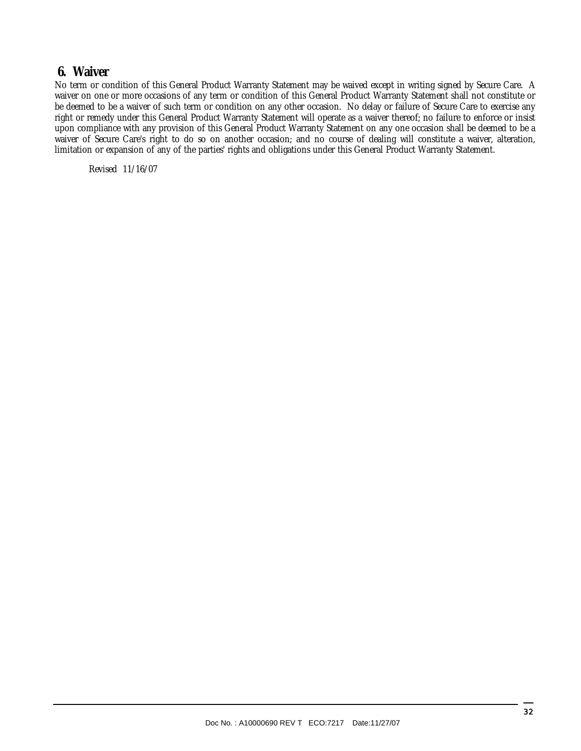## 6. Waiver

No term or condition of this General Product Warranty Statement may be waived except in writing signed by Secure Care. A waiver on one or more occasions of any term or condition of this General Product Warranty Statement shall not constitute or be deemed to be a waiver of such term or condition on any other occasion. No delay or failure of Secure Care to exercise any right or remedy under this General Product Warranty Statement will operate as a waiver thereof; no failure to enforce or insist upon compliance with any provision of this General Product Warranty Statement on any one occasion shall be deemed to be a waiver of Secure Care's right to do so on another occasion; and no course of dealing will constitute a waiver, alteration, limitation or expansion of any of the parties' rights and obligations under this General Product Warranty Statement.

*Revised 11/16/07*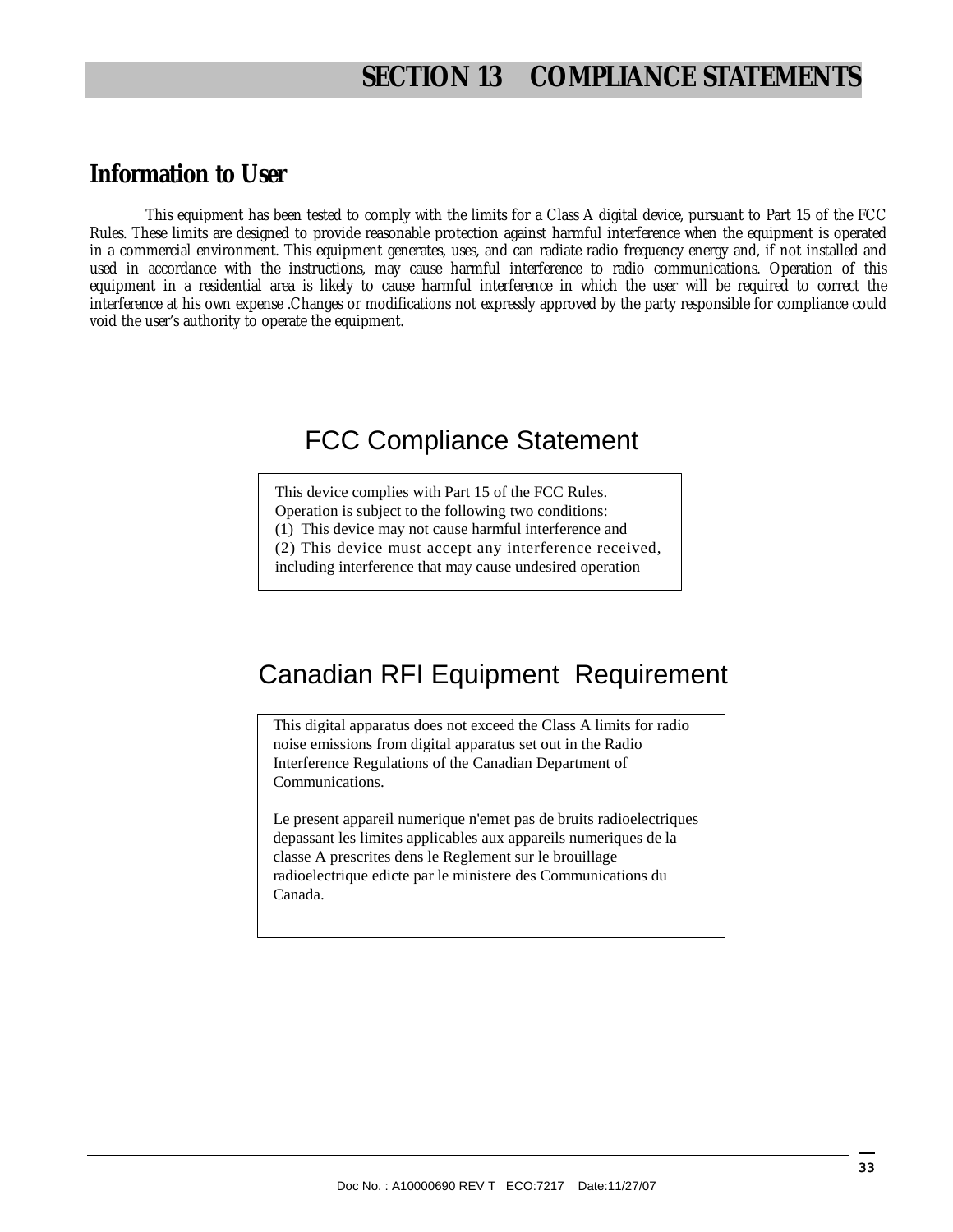# SECTION 13 COMPLIANCE STATEMENTS

## Information to User

This equipment has been tested to comply with the limits for a Class A digital device, pursuant to Part 15 of the FCC Rules. These limits are designed to provide reasonable protection against harmful interference when the equipment is operated in a commercial environment. This equipment generates, uses, and can radiate radio frequency energy and, if not installed and used in accordance with the instructions, may cause harmful interference to radio communications. Operation of this equipment in a residential area is likely to cause harmful interference in which the user will be required to correct the interference at his own expense .Changes or modifications not expressly approved by the party responsible for compliance could void the user's authority to operate the equipment.

## FCC Compliance Statement

This device complies with Part 15 of the FCC Rules.
Operation is subject to the following two conditions:
(1) This device may not cause harmful interference and
(2) This device must accept any interference received, including interference that may cause undesired operation

## Canadian RFI Equipment Requirement

This digital apparatus does not exceed the Class A limits for radio noise emissions from digital apparatus set out in the Radio Interference Regulations of the Canadian Department of Communications.

Le present appareil numerique n'emet pas de bruits radioelectriques depassant les limites applicables aux appareils numeriques de la classe A prescrites dens le Reglement sur le brouillage radioelectrique edicte par le ministere des Communications du Canada.

Doc No. : A10000690 REV T ECO:7217 Date:11/27/07